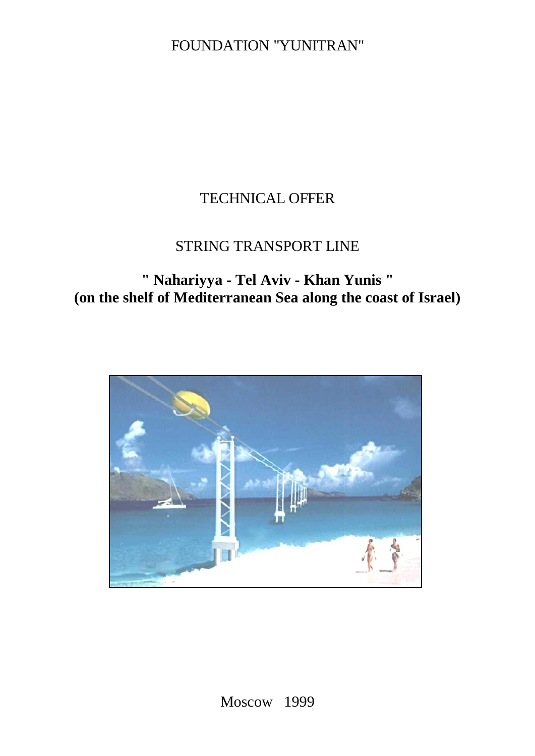FOUNDATION "YUNITRAN"

# TECHNICAL OFFER

## STRING TRANSPORT LINE

## **" Nahariyya - Tel Aviv - Khan Yunis "**
## **(on the shelf of Mediterranean Sea along the coast of Israel)**

Moscow 1999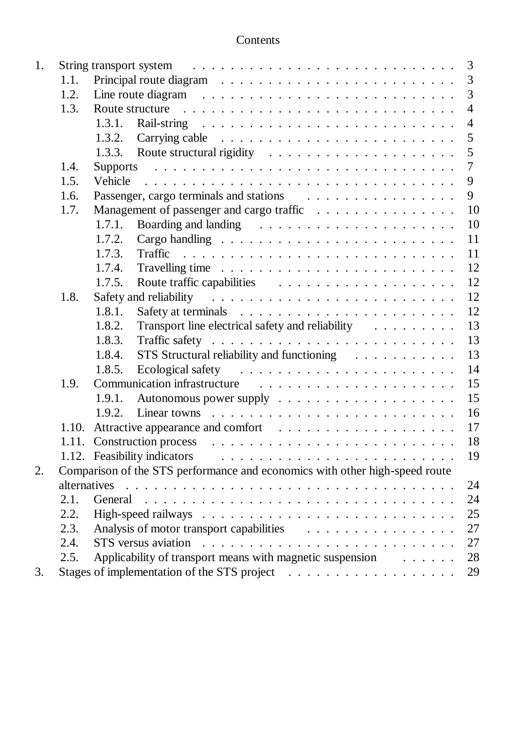# Contents

1. String transport system . . . . . . . . . . . . . . . . . . . . . . . . . . . . 3
   - 1.1. Principal route diagram . . . . . . . . . . . . . . . . . . . . . . . . . 3
   - 1.2. Line route diagram . . . . . . . . . . . . . . . . . . . . . . . . . . . 3
   - 1.3. Route structure . . . . . . . . . . . . . . . . . . . . . . . . . . . . 4
     - 1.3.1. Rail-string . . . . . . . . . . . . . . . . . . . . . . . . . . . 4
     - 1.3.2. Carrying cable . . . . . . . . . . . . . . . . . . . . . . . . . 5
     - 1.3.3. Route structural rigidity . . . . . . . . . . . . . . . . . . . 5
   - 1.4. Supports . . . . . . . . . . . . . . . . . . . . . . . . . . . . . . . 7
   - 1.5. Vehicle . . . . . . . . . . . . . . . . . . . . . . . . . . . . . . . 9
   - 1.6. Passenger, cargo terminals and stations . . . . . . . . . . . . . . . 9
   - 1.7. Management of passenger and cargo traffic . . . . . . . . . . . . . . 10
     - 1.7.1. Boarding and landing . . . . . . . . . . . . . . . . . . . . . 10
     - 1.7.2. Cargo handling . . . . . . . . . . . . . . . . . . . . . . . . 11
     - 1.7.3. Traffic . . . . . . . . . . . . . . . . . . . . . . . . . . . . 11
     - 1.7.4. Travelling time . . . . . . . . . . . . . . . . . . . . . . . . 12
     - 1.7.5. Route traffic capabilities . . . . . . . . . . . . . . . . . . 12
   - 1.8. Safety and reliability . . . . . . . . . . . . . . . . . . . . . . . . 12
     - 1.8.1. Safety at terminals . . . . . . . . . . . . . . . . . . . . . . 12
     - 1.8.2. Transport line electrical safety and reliability . . . . . . . . 13
     - 1.8.3. Traffic safety . . . . . . . . . . . . . . . . . . . . . . . . . 13
     - 1.8.4. STS Structural reliability and functioning . . . . . . . . . . 13
     - 1.8.5. Ecological safety . . . . . . . . . . . . . . . . . . . . . . . 14
   - 1.9. Communication infrastructure . . . . . . . . . . . . . . . . . . . . . 15
     - 1.9.1. Autonomous power supply . . . . . . . . . . . . . . . . . . . . 15
     - 1.9.2. Linear towns . . . . . . . . . . . . . . . . . . . . . . . . . . 16
   - 1.10. Attractive appearance and comfort . . . . . . . . . . . . . . . . . . 17
   - 1.11. Construction process . . . . . . . . . . . . . . . . . . . . . . . . . 18
   - 1.12. Feasibility indicators . . . . . . . . . . . . . . . . . . . . . . . . 19
2. Comparison of the STS performance and economics with other high-speed route alternatives . . . . . . . . . . . . . . . . . . . . . . . . . . . . . . . 24
   - 2.1. General . . . . . . . . . . . . . . . . . . . . . . . . . . . . . . . . 24
   - 2.2. High-speed railways . . . . . . . . . . . . . . . . . . . . . . . . . . 25
   - 2.3. Analysis of motor transport capabilities . . . . . . . . . . . . . . . 27
   - 2.4. STS versus aviation . . . . . . . . . . . . . . . . . . . . . . . . . . 27
   - 2.5. Applicability of transport means with magnetic suspension . . . . . . 28
3. Stages of implementation of the STS project . . . . . . . . . . . . . . . . 29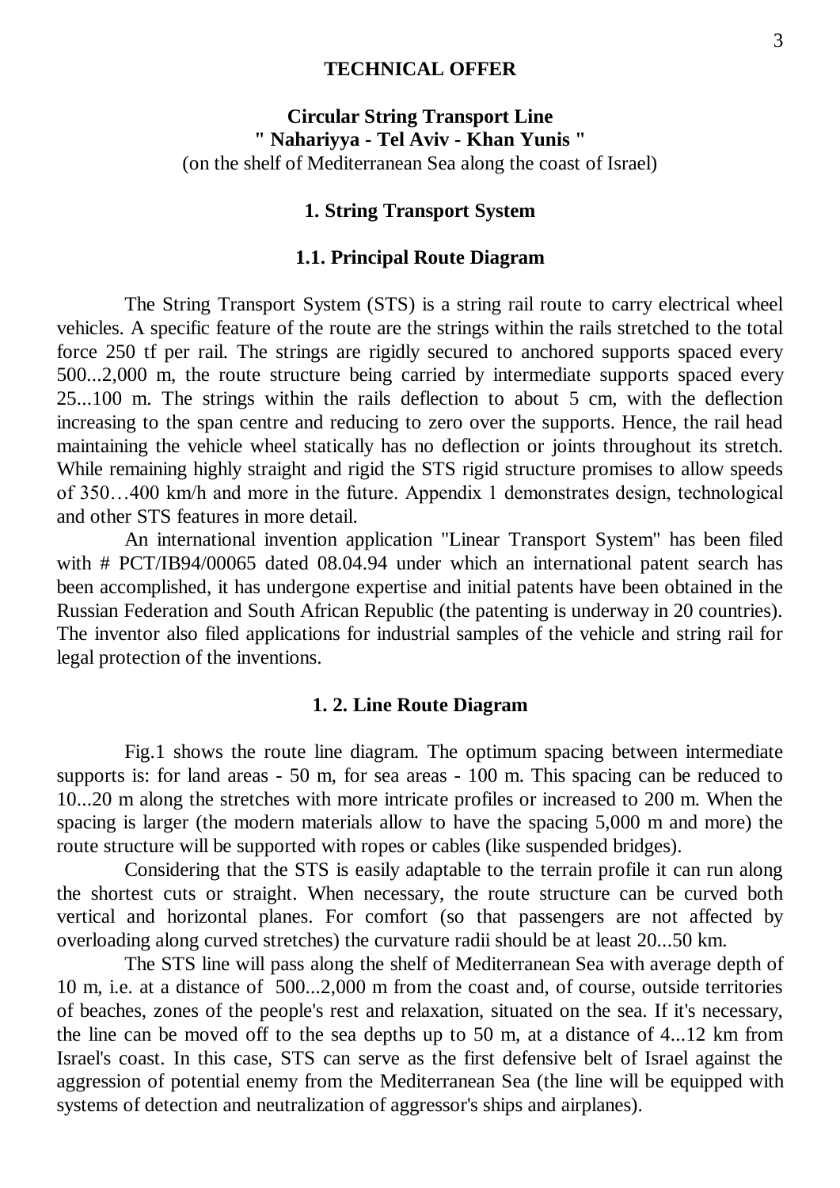# TECHNICAL OFFER

## Circular String Transport Line
## " Nahariyya - Tel Aviv - Khan Yunis "

(on the shelf of Mediterranean Sea along the coast of Israel)

### 1. String Transport System

#### 1.1. Principal Route Diagram

The String Transport System (STS) is a string rail route to carry electrical wheel vehicles. A specific feature of the route are the strings within the rails stretched to the total force 250 tf per rail. The strings are rigidly secured to anchored supports spaced every 500...2,000 m, the route structure being carried by intermediate supports spaced every 25...100 m. The strings within the rails deflection to about 5 cm, with the deflection increasing to the span centre and reducing to zero over the supports. Hence, the rail head maintaining the vehicle wheel statically has no deflection or joints throughout its stretch. While remaining highly straight and rigid the STS rigid structure promises to allow speeds of 350…400 km/h and more in the future. Appendix 1 demonstrates design, technological and other STS features in more detail.

An international invention application "Linear Transport System" has been filed with # PCT/IB94/00065 dated 08.04.94 under which an international patent search has been accomplished, it has undergone expertise and initial patents have been obtained in the Russian Federation and South African Republic (the patenting is underway in 20 countries). The inventor also filed applications for industrial samples of the vehicle and string rail for legal protection of the inventions.

#### 1. 2. Line Route Diagram

Fig.1 shows the route line diagram. The optimum spacing between intermediate supports is: for land areas - 50 m, for sea areas - 100 m. This spacing can be reduced to 10...20 m along the stretches with more intricate profiles or increased to 200 m. When the spacing is larger (the modern materials allow to have the spacing 5,000 m and more) the route structure will be supported with ropes or cables (like suspended bridges).

Considering that the STS is easily adaptable to the terrain profile it can run along the shortest cuts or straight. When necessary, the route structure can be curved both vertical and horizontal planes. For comfort (so that passengers are not affected by overloading along curved stretches) the curvature radii should be at least 20...50 km.

The STS line will pass along the shelf of Mediterranean Sea with average depth of 10 m, i.e. at a distance of 500...2,000 m from the coast and, of course, outside territories of beaches, zones of the people's rest and relaxation, situated on the sea. If it's necessary, the line can be moved off to the sea depths up to 50 m, at a distance of 4...12 km from Israel's coast. In this case, STS can serve as the first defensive belt of Israel against the aggression of potential enemy from the Mediterranean Sea (the line will be equipped with systems of detection and neutralization of aggressor's ships and airplanes).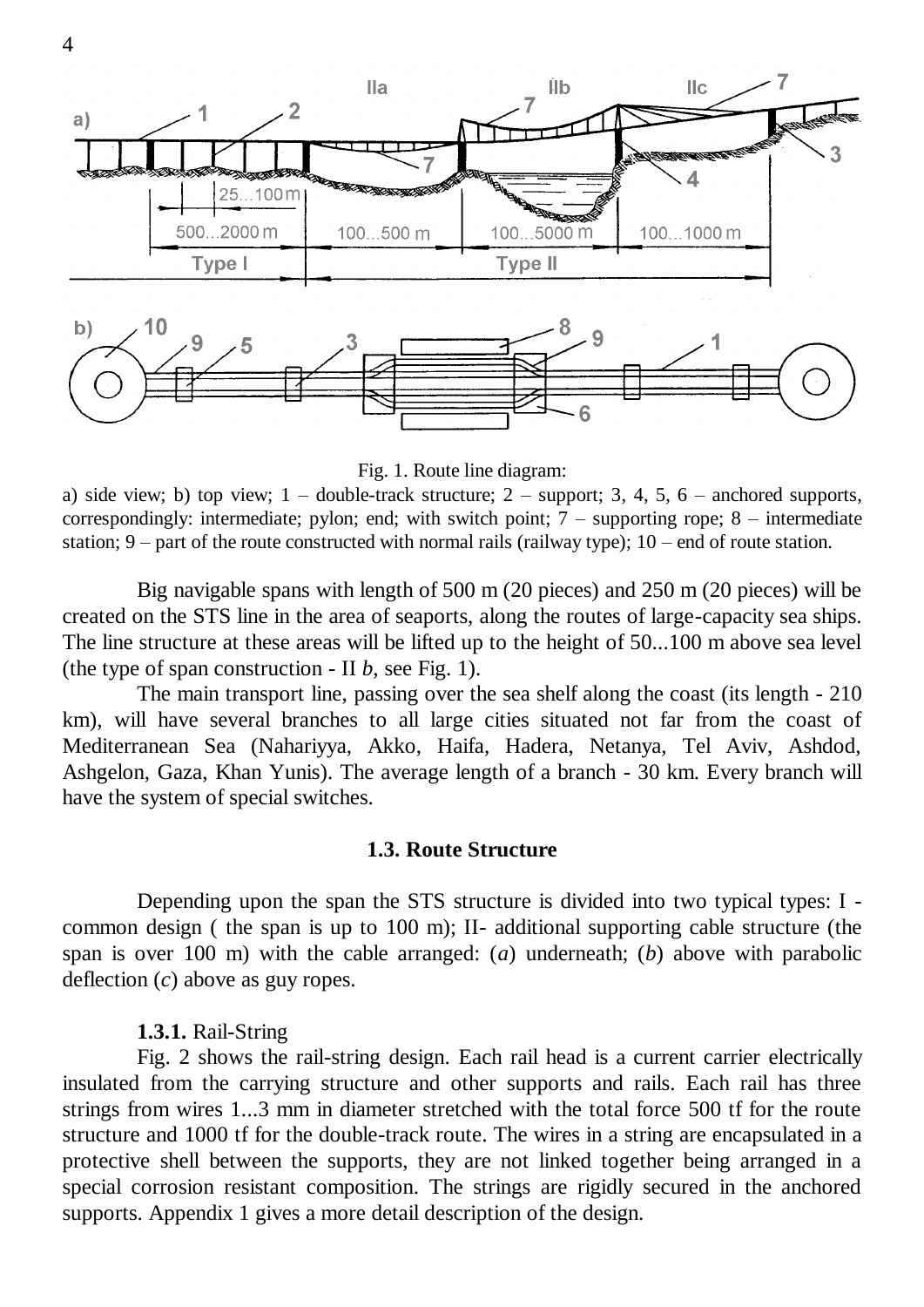Fig. 1. Route line diagram:

a) side view; b) top view; 1 – double-track structure; 2 – support; 3, 4, 5, 6 – anchored supports, correspondingly: intermediate; pylon; end; with switch point; 7 – supporting rope; 8 – intermediate station; 9 – part of the route constructed with normal rails (railway type); 10 – end of route station.

Big navigable spans with length of 500 m (20 pieces) and 250 m (20 pieces) will be created on the STS line in the area of seaports, along the routes of large-capacity sea ships. The line structure at these areas will be lifted up to the height of 50...100 m above sea level (the type of span construction - II *b*, see Fig. 1).

The main transport line, passing over the sea shelf along the coast (its length - 210 km), will have several branches to all large cities situated not far from the coast of Mediterranean Sea (Nahariyya, Akko, Haifa, Hadera, Netanya, Tel Aviv, Ashdod, Ashgelon, Gaza, Khan Yunis). The average length of a branch - 30 km. Every branch will have the system of special switches.

### 1.3. Route Structure

Depending upon the span the STS structure is divided into two typical types: I - common design ( the span is up to 100 m); II- additional supporting cable structure (the span is over 100 m) with the cable arranged: (*a*) underneath; (*b*) above with parabolic deflection (*c*) above as guy ropes.

**1.3.1.** Rail-String

Fig. 2 shows the rail-string design. Each rail head is a current carrier electrically insulated from the carrying structure and other supports and rails. Each rail has three strings from wires 1...3 mm in diameter stretched with the total force 500 tf for the route structure and 1000 tf for the double-track route. The wires in a string are encapsulated in a protective shell between the supports, they are not linked together being arranged in a special corrosion resistant composition. The strings are rigidly secured in the anchored supports. Appendix 1 gives a more detail description of the design.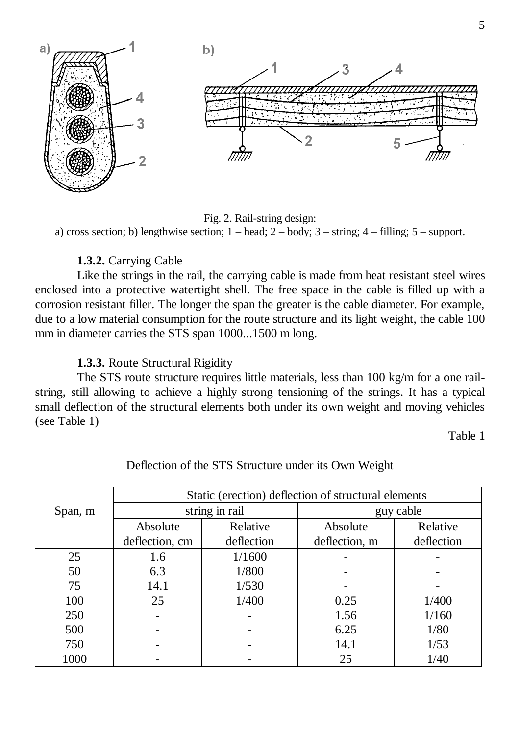Fig. 2. Rail-string design:
a) cross section; b) lengthwise section; 1 – head; 2 – body; 3 – string; 4 – filling; 5 – support.

**1.3.2.** Carrying Cable

Like the strings in the rail, the carrying cable is made from heat resistant steel wires enclosed into a protective watertight shell. The free space in the cable is filled up with a corrosion resistant filler. The longer the span the greater is the cable diameter. For example, due to a low material consumption for the route structure and its light weight, the cable 100 mm in diameter carries the STS span 1000...1500 m long.

**1.3.3.** Route Structural Rigidity

The STS route structure requires little materials, less than 100 kg/m for a one rail-string, still allowing to achieve a highly strong tensioning of the strings. It has a typical small deflection of the structural elements both under its own weight and moving vehicles (see Table 1)

Table 1

Deflection of the STS Structure under its Own Weight

| Span, m | Static (erection) deflection of structural elements | | | |
|---|---|---|---|---|
| | string in rail | | guy cable | |
| | Absolute deflection, cm | Relative deflection | Absolute deflection, m | Relative deflection |
| 25 | 1.6 | 1/1600 | - | - |
| 50 | 6.3 | 1/800 | - | - |
| 75 | 14.1 | 1/530 | - | - |
| 100 | 25 | 1/400 | 0.25 | 1/400 |
| 250 | - | - | 1.56 | 1/160 |
| 500 | - | - | 6.25 | 1/80 |
| 750 | - | - | 14.1 | 1/53 |
| 1000 | - | - | 25 | 1/40 |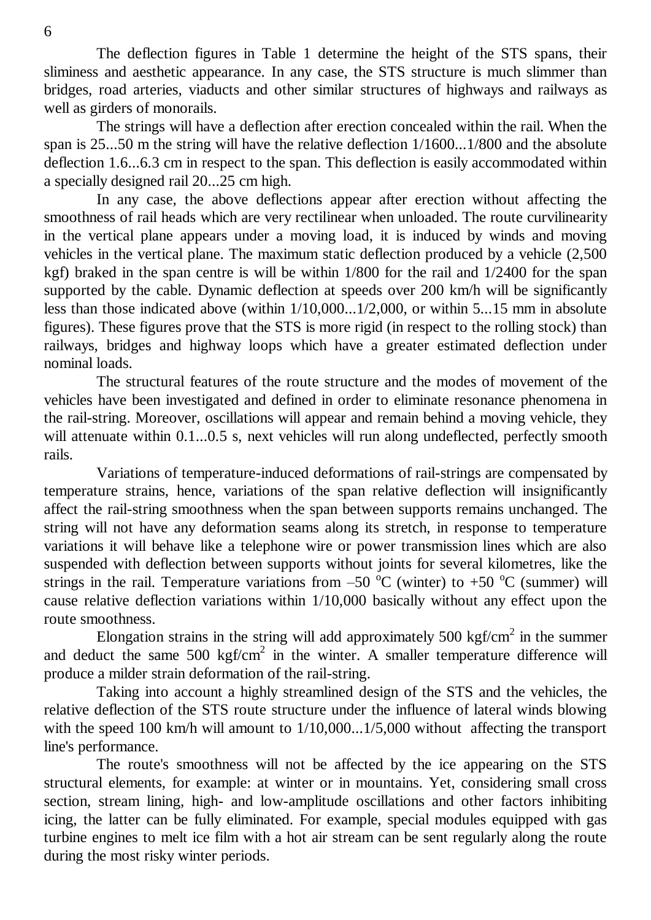The deflection figures in Table 1 determine the height of the STS spans, their sliminess and aesthetic appearance. In any case, the STS structure is much slimmer than bridges, road arteries, viaducts and other similar structures of highways and railways as well as girders of monorails.

The strings will have a deflection after erection concealed within the rail. When the span is 25...50 m the string will have the relative deflection 1/1600...1/800 and the absolute deflection 1.6...6.3 cm in respect to the span. This deflection is easily accommodated within a specially designed rail 20...25 cm high.

In any case, the above deflections appear after erection without affecting the smoothness of rail heads which are very rectilinear when unloaded. The route curvilinearity in the vertical plane appears under a moving load, it is induced by winds and moving vehicles in the vertical plane. The maximum static deflection produced by a vehicle (2,500 kgf) braked in the span centre is will be within 1/800 for the rail and 1/2400 for the span supported by the cable. Dynamic deflection at speeds over 200 km/h will be significantly less than those indicated above (within 1/10,000...1/2,000, or within 5...15 mm in absolute figures). These figures prove that the STS is more rigid (in respect to the rolling stock) than railways, bridges and highway loops which have a greater estimated deflection under nominal loads.

The structural features of the route structure and the modes of movement of the vehicles have been investigated and defined in order to eliminate resonance phenomena in the rail-string. Moreover, oscillations will appear and remain behind a moving vehicle, they will attenuate within 0.1...0.5 s, next vehicles will run along undeflected, perfectly smooth rails.

Variations of temperature-induced deformations of rail-strings are compensated by temperature strains, hence, variations of the span relative deflection will insignificantly affect the rail-string smoothness when the span between supports remains unchanged. The string will not have any deformation seams along its stretch, in response to temperature variations it will behave like a telephone wire or power transmission lines which are also suspended with deflection between supports without joints for several kilometres, like the strings in the rail. Temperature variations from –50 $^{o}$C (winter) to +50 $^{o}$C (summer) will cause relative deflection variations within 1/10,000 basically without any effect upon the route smoothness.

Elongation strains in the string will add approximately 500 kgf/cm$^2$ in the summer and deduct the same 500 kgf/cm$^2$ in the winter. A smaller temperature difference will produce a milder strain deformation of the rail-string.

Taking into account a highly streamlined design of the STS and the vehicles, the relative deflection of the STS route structure under the influence of lateral winds blowing with the speed 100 km/h will amount to 1/10,000...1/5,000 without affecting the transport line's performance.

The route's smoothness will not be affected by the ice appearing on the STS structural elements, for example: at winter or in mountains. Yet, considering small cross section, stream lining, high- and low-amplitude oscillations and other factors inhibiting icing, the latter can be fully eliminated. For example, special modules equipped with gas turbine engines to melt ice film with a hot air stream can be sent regularly along the route during the most risky winter periods.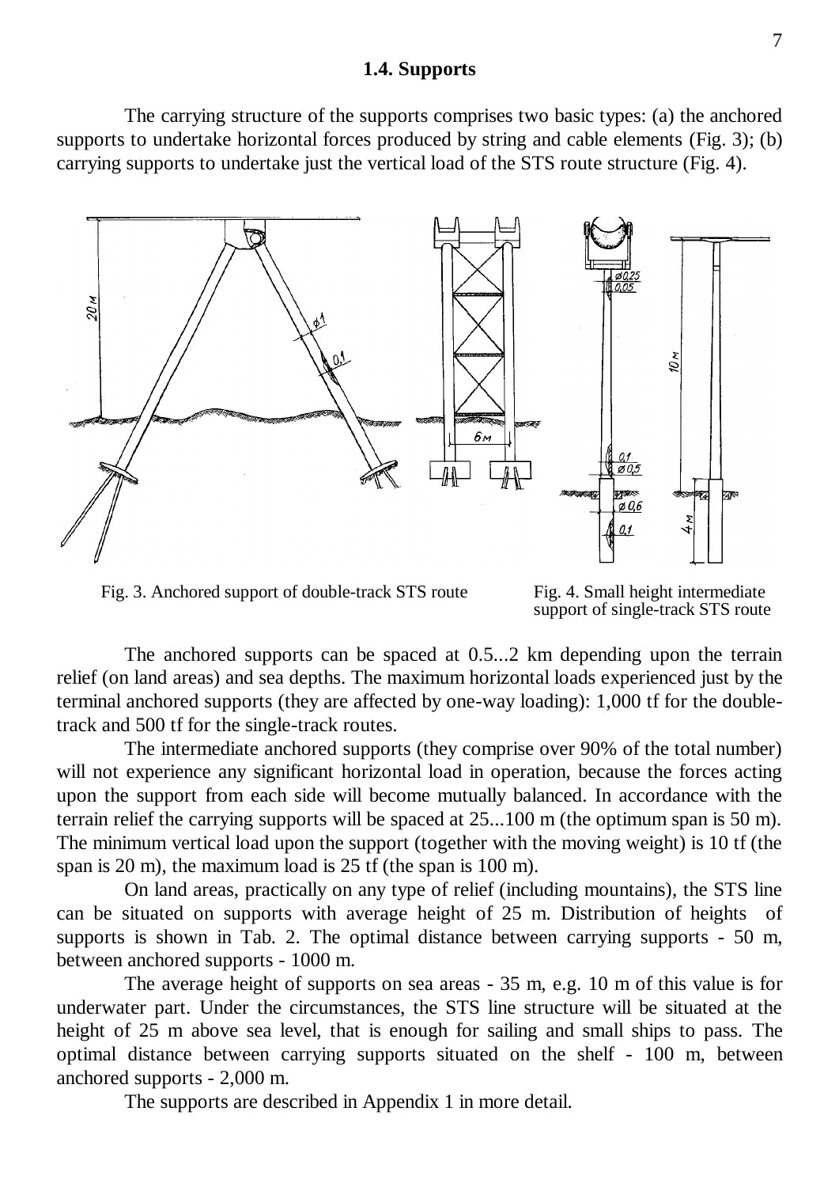### 1.4. Supports

The carrying structure of the supports comprises two basic types: (a) the anchored supports to undertake horizontal forces produced by string and cable elements (Fig. 3); (b) carrying supports to undertake just the vertical load of the STS route structure (Fig. 4).

Fig. 3. Anchored support of double-track STS route

Fig. 4. Small height intermediate support of single-track STS route

The anchored supports can be spaced at 0.5...2 km depending upon the terrain relief (on land areas) and sea depths. The maximum horizontal loads experienced just by the terminal anchored supports (they are affected by one-way loading): 1,000 tf for the double-track and 500 tf for the single-track routes.

The intermediate anchored supports (they comprise over 90% of the total number) will not experience any significant horizontal load in operation, because the forces acting upon the support from each side will become mutually balanced. In accordance with the terrain relief the carrying supports will be spaced at 25...100 m (the optimum span is 50 m). The minimum vertical load upon the support (together with the moving weight) is 10 tf (the span is 20 m), the maximum load is 25 tf (the span is 100 m).

On land areas, practically on any type of relief (including mountains), the STS line can be situated on supports with average height of 25 m. Distribution of heights of supports is shown in Tab. 2. The optimal distance between carrying supports - 50 m, between anchored supports - 1000 m.

The average height of supports on sea areas - 35 m, e.g. 10 m of this value is for underwater part. Under the circumstances, the STS line structure will be situated at the height of 25 m above sea level, that is enough for sailing and small ships to pass. The optimal distance between carrying supports situated on the shelf - 100 m, between anchored supports - 2,000 m.

The supports are described in Appendix 1 in more detail.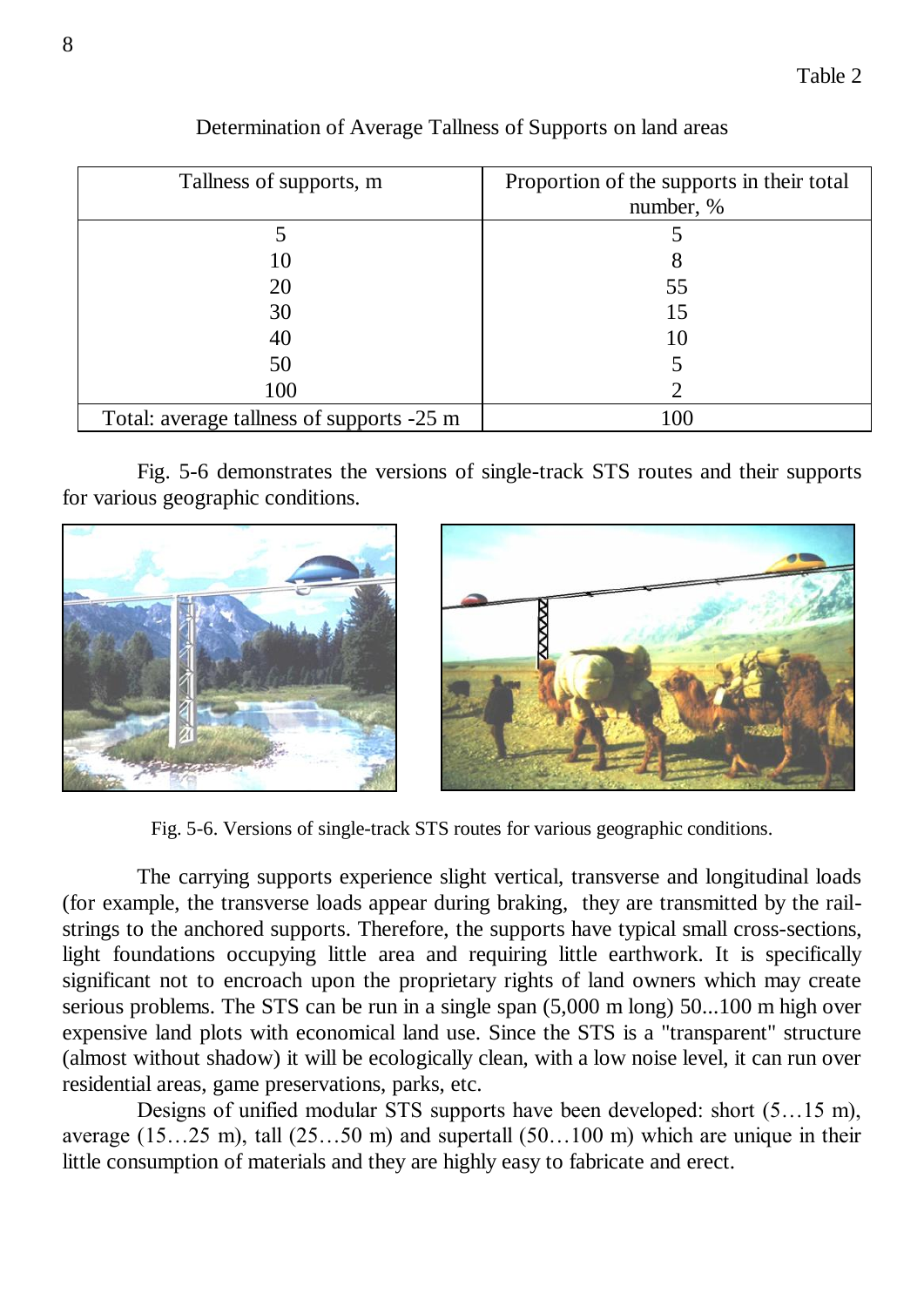Table 2

Determination of Average Tallness of Supports on land areas

| Tallness of supports, m | Proportion of the supports in their total number, % |
|---|---|
| 5 | 5 |
| 10 | 8 |
| 20 | 55 |
| 30 | 15 |
| 40 | 10 |
| 50 | 5 |
| 100 | 2 |
| Total: average tallness of supports -25 m | 100 |

Fig. 5-6 demonstrates the versions of single-track STS routes and their supports for various geographic conditions.

Fig. 5-6. Versions of single-track STS routes for various geographic conditions.

The carrying supports experience slight vertical, transverse and longitudinal loads (for example, the transverse loads appear during braking, they are transmitted by the rail-strings to the anchored supports. Therefore, the supports have typical small cross-sections, light foundations occupying little area and requiring little earthwork. It is specifically significant not to encroach upon the proprietary rights of land owners which may create serious problems. The STS can be run in a single span (5,000 m long) 50...100 m high over expensive land plots with economical land use. Since the STS is a "transparent" structure (almost without shadow) it will be ecologically clean, with a low noise level, it can run over residential areas, game preservations, parks, etc.

Designs of unified modular STS supports have been developed: short (5…15 m), average (15…25 m), tall (25…50 m) and supertall (50…100 m) which are unique in their little consumption of materials and they are highly easy to fabricate and erect.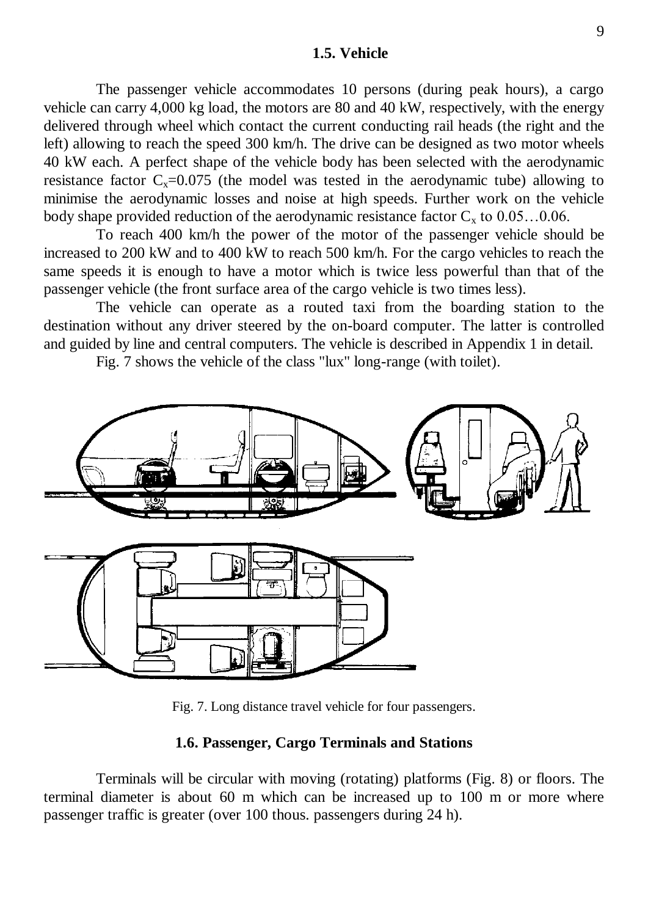## 1.5. Vehicle

The passenger vehicle accommodates 10 persons (during peak hours), a cargo vehicle can carry 4,000 kg load, the motors are 80 and 40 kW, respectively, with the energy delivered through wheel which contact the current conducting rail heads (the right and the left) allowing to reach the speed 300 km/h. The drive can be designed as two motor wheels 40 kW each. A perfect shape of the vehicle body has been selected with the aerodynamic resistance factor $C_x$=0.075 (the model was tested in the aerodynamic tube) allowing to minimise the aerodynamic losses and noise at high speeds. Further work on the vehicle body shape provided reduction of the aerodynamic resistance factor $C_x$ to 0.05…0.06.

To reach 400 km/h the power of the motor of the passenger vehicle should be increased to 200 kW and to 400 kW to reach 500 km/h. For the cargo vehicles to reach the same speeds it is enough to have a motor which is twice less powerful than that of the passenger vehicle (the front surface area of the cargo vehicle is two times less).

The vehicle can operate as a routed taxi from the boarding station to the destination without any driver steered by the on-board computer. The latter is controlled and guided by line and central computers. The vehicle is described in Appendix 1 in detail.

Fig. 7 shows the vehicle of the class "lux" long-range (with toilet).

Fig. 7. Long distance travel vehicle for four passengers.

## 1.6. Passenger, Cargo Terminals and Stations

Terminals will be circular with moving (rotating) platforms (Fig. 8) or floors. The terminal diameter is about 60 m which can be increased up to 100 m or more where passenger traffic is greater (over 100 thous. passengers during 24 h).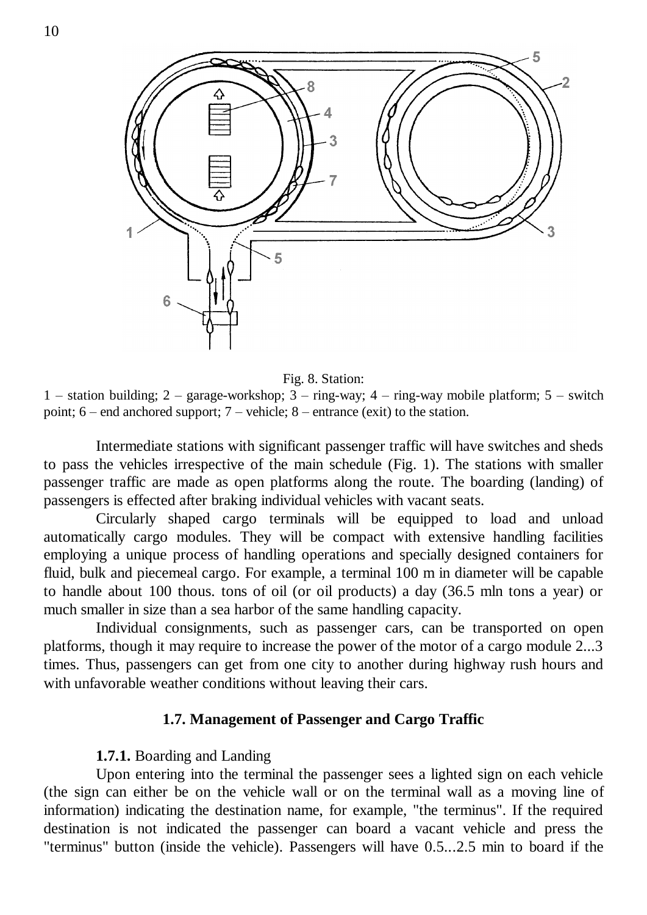Fig. 8. Station:

1 – station building; 2 – garage-workshop; 3 – ring-way; 4 – ring-way mobile platform; 5 – switch point; 6 – end anchored support; 7 – vehicle; 8 – entrance (exit) to the station.

Intermediate stations with significant passenger traffic will have switches and sheds to pass the vehicles irrespective of the main schedule (Fig. 1). The stations with smaller passenger traffic are made as open platforms along the route. The boarding (landing) of passengers is effected after braking individual vehicles with vacant seats.

Circularly shaped cargo terminals will be equipped to load and unload automatically cargo modules. They will be compact with extensive handling facilities employing a unique process of handling operations and specially designed containers for fluid, bulk and piecemeal cargo. For example, a terminal 100 m in diameter will be capable to handle about 100 thous. tons of oil (or oil products) a day (36.5 mln tons a year) or much smaller in size than a sea harbor of the same handling capacity.

Individual consignments, such as passenger cars, can be transported on open platforms, though it may require to increase the power of the motor of a cargo module 2...3 times. Thus, passengers can get from one city to another during highway rush hours and with unfavorable weather conditions without leaving their cars.

### 1.7. Management of Passenger and Cargo Traffic

**1.7.1.** Boarding and Landing

Upon entering into the terminal the passenger sees a lighted sign on each vehicle (the sign can either be on the vehicle wall or on the terminal wall as a moving line of information) indicating the destination name, for example, "the terminus". If the required destination is not indicated the passenger can board a vacant vehicle and press the "terminus" button (inside the vehicle). Passengers will have 0.5...2.5 min to board if the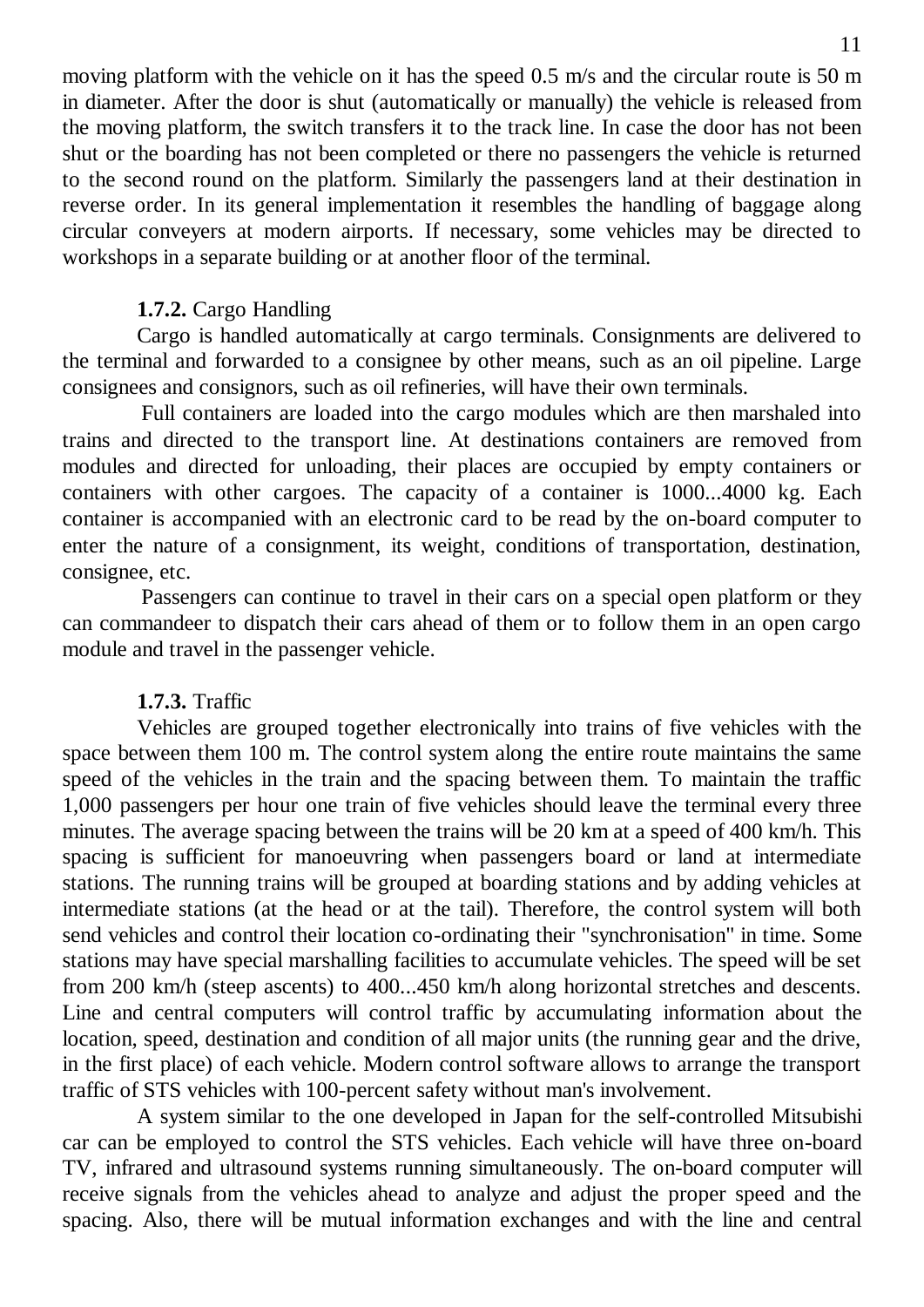moving platform with the vehicle on it has the speed 0.5 m/s and the circular route is 50 m in diameter. After the door is shut (automatically or manually) the vehicle is released from the moving platform, the switch transfers it to the track line. In case the door has not been shut or the boarding has not been completed or there no passengers the vehicle is returned to the second round on the platform. Similarly the passengers land at their destination in reverse order. In its general implementation it resembles the handling of baggage along circular conveyers at modern airports. If necessary, some vehicles may be directed to workshops in a separate building or at another floor of the terminal.

**1.7.2.** Cargo Handling

Cargo is handled automatically at cargo terminals. Consignments are delivered to the terminal and forwarded to a consignee by other means, such as an oil pipeline. Large consignees and consignors, such as oil refineries, will have their own terminals.

Full containers are loaded into the cargo modules which are then marshaled into trains and directed to the transport line. At destinations containers are removed from modules and directed for unloading, their places are occupied by empty containers or containers with other cargoes. The capacity of a container is 1000...4000 kg. Each container is accompanied with an electronic card to be read by the on-board computer to enter the nature of a consignment, its weight, conditions of transportation, destination, consignee, etc.

Passengers can continue to travel in their cars on a special open platform or they can commandeer to dispatch their cars ahead of them or to follow them in an open cargo module and travel in the passenger vehicle.

**1.7.3.** Traffic

Vehicles are grouped together electronically into trains of five vehicles with the space between them 100 m. The control system along the entire route maintains the same speed of the vehicles in the train and the spacing between them. To maintain the traffic 1,000 passengers per hour one train of five vehicles should leave the terminal every three minutes. The average spacing between the trains will be 20 km at a speed of 400 km/h. This spacing is sufficient for manoeuvring when passengers board or land at intermediate stations. The running trains will be grouped at boarding stations and by adding vehicles at intermediate stations (at the head or at the tail). Therefore, the control system will both send vehicles and control their location co-ordinating their "synchronisation" in time. Some stations may have special marshalling facilities to accumulate vehicles. The speed will be set from 200 km/h (steep ascents) to 400...450 km/h along horizontal stretches and descents. Line and central computers will control traffic by accumulating information about the location, speed, destination and condition of all major units (the running gear and the drive, in the first place) of each vehicle. Modern control software allows to arrange the transport traffic of STS vehicles with 100-percent safety without man's involvement.

A system similar to the one developed in Japan for the self-controlled Mitsubishi car can be employed to control the STS vehicles. Each vehicle will have three on-board TV, infrared and ultrasound systems running simultaneously. The on-board computer will receive signals from the vehicles ahead to analyze and adjust the proper speed and the spacing. Also, there will be mutual information exchanges and with the line and central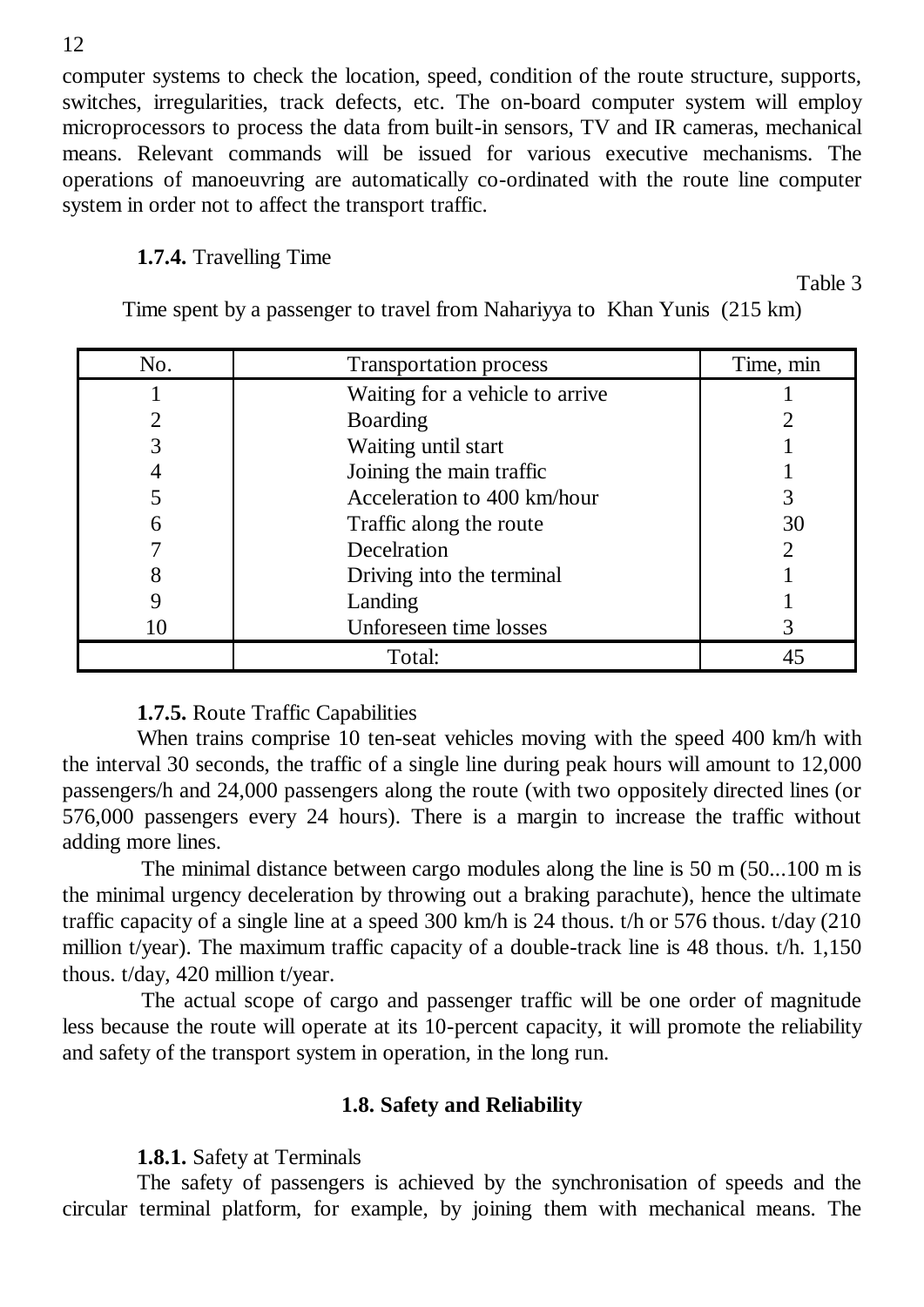computer systems to check the location, speed, condition of the route structure, supports, switches, irregularities, track defects, etc. The on-board computer system will employ microprocessors to process the data from built-in sensors, TV and IR cameras, mechanical means. Relevant commands will be issued for various executive mechanisms. The operations of manoeuvring are automatically co-ordinated with the route line computer system in order not to affect the transport traffic.

**1.7.4.** Travelling Time

Table 3

Time spent by a passenger to travel from Nahariyya to Khan Yunis (215 km)

| No. | Transportation process | Time, min |
|---|---|---|
| 1 | Waiting for a vehicle to arrive | 1 |
| 2 | Boarding | 2 |
| 3 | Waiting until start | 1 |
| 4 | Joining the main traffic | 1 |
| 5 | Acceleration to 400 km/hour | 3 |
| 6 | Traffic along the route | 30 |
| 7 | Decelration | 2 |
| 8 | Driving into the terminal | 1 |
| 9 | Landing | 1 |
| 10 | Unforeseen time losses | 3 |
| | Total: | 45 |

**1.7.5.** Route Traffic Capabilities

When trains comprise 10 ten-seat vehicles moving with the speed 400 km/h with the interval 30 seconds, the traffic of a single line during peak hours will amount to 12,000 passengers/h and 24,000 passengers along the route (with two oppositely directed lines (or 576,000 passengers every 24 hours). There is a margin to increase the traffic without adding more lines.

The minimal distance between cargo modules along the line is 50 m (50...100 m is the minimal urgency deceleration by throwing out a braking parachute), hence the ultimate traffic capacity of a single line at a speed 300 km/h is 24 thous. t/h or 576 thous. t/day (210 million t/year). The maximum traffic capacity of a double-track line is 48 thous. t/h. 1,150 thous. t/day, 420 million t/year.

The actual scope of cargo and passenger traffic will be one order of magnitude less because the route will operate at its 10-percent capacity, it will promote the reliability and safety of the transport system in operation, in the long run.

### 1.8. Safety and Reliability

**1.8.1.** Safety at Terminals

The safety of passengers is achieved by the synchronisation of speeds and the circular terminal platform, for example, by joining them with mechanical means. The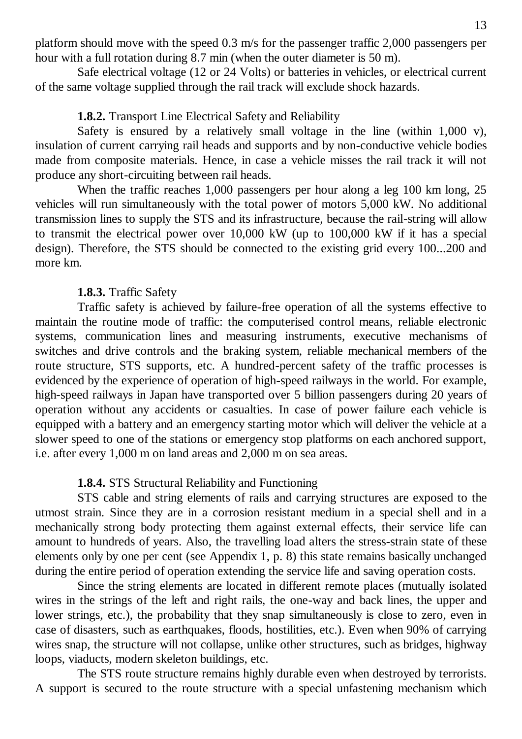platform should move with the speed 0.3 m/s for the passenger traffic 2,000 passengers per hour with a full rotation during 8.7 min (when the outer diameter is 50 m).

Safe electrical voltage (12 or 24 Volts) or batteries in vehicles, or electrical current of the same voltage supplied through the rail track will exclude shock hazards.

**1.8.2.** Transport Line Electrical Safety and Reliability

Safety is ensured by a relatively small voltage in the line (within 1,000 v), insulation of current carrying rail heads and supports and by non-conductive vehicle bodies made from composite materials. Hence, in case a vehicle misses the rail track it will not produce any short-circuiting between rail heads.

When the traffic reaches 1,000 passengers per hour along a leg 100 km long, 25 vehicles will run simultaneously with the total power of motors 5,000 kW. No additional transmission lines to supply the STS and its infrastructure, because the rail-string will allow to transmit the electrical power over 10,000 kW (up to 100,000 kW if it has a special design). Therefore, the STS should be connected to the existing grid every 100...200 and more km.

**1.8.3.** Traffic Safety

Traffic safety is achieved by failure-free operation of all the systems effective to maintain the routine mode of traffic: the computerised control means, reliable electronic systems, communication lines and measuring instruments, executive mechanisms of switches and drive controls and the braking system, reliable mechanical members of the route structure, STS supports, etc. A hundred-percent safety of the traffic processes is evidenced by the experience of operation of high-speed railways in the world. For example, high-speed railways in Japan have transported over 5 billion passengers during 20 years of operation without any accidents or casualties. In case of power failure each vehicle is equipped with a battery and an emergency starting motor which will deliver the vehicle at a slower speed to one of the stations or emergency stop platforms on each anchored support, i.e. after every 1,000 m on land areas and 2,000 m on sea areas.

**1.8.4.** STS Structural Reliability and Functioning

STS cable and string elements of rails and carrying structures are exposed to the utmost strain. Since they are in a corrosion resistant medium in a special shell and in a mechanically strong body protecting them against external effects, their service life can amount to hundreds of years. Also, the travelling load alters the stress-strain state of these elements only by one per cent (see Appendix 1, p. 8) this state remains basically unchanged during the entire period of operation extending the service life and saving operation costs.

Since the string elements are located in different remote places (mutually isolated wires in the strings of the left and right rails, the one-way and back lines, the upper and lower strings, etc.), the probability that they snap simultaneously is close to zero, even in case of disasters, such as earthquakes, floods, hostilities, etc.). Even when 90% of carrying wires snap, the structure will not collapse, unlike other structures, such as bridges, highway loops, viaducts, modern skeleton buildings, etc.

The STS route structure remains highly durable even when destroyed by terrorists. A support is secured to the route structure with a special unfastening mechanism which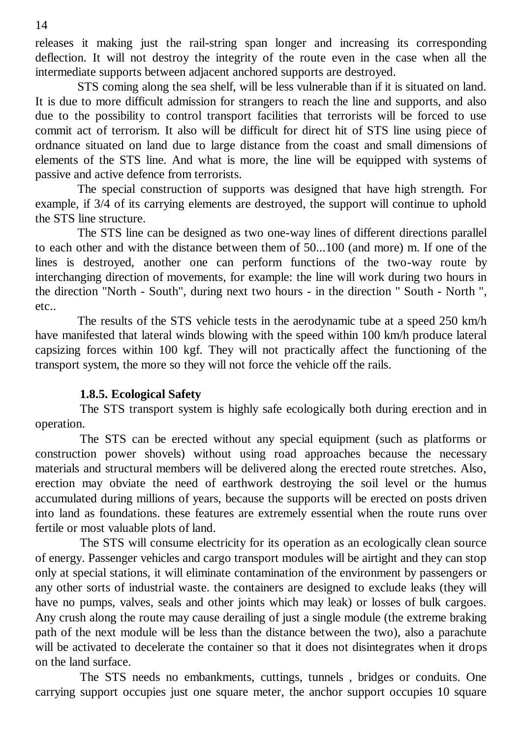releases it making just the rail-string span longer and increasing its corresponding deflection. It will not destroy the integrity of the route even in the case when all the intermediate supports between adjacent anchored supports are destroyed.

STS coming along the sea shelf, will be less vulnerable than if it is situated on land. It is due to more difficult admission for strangers to reach the line and supports, and also due to the possibility to control transport facilities that terrorists will be forced to use commit act of terrorism. It also will be difficult for direct hit of STS line using piece of ordnance situated on land due to large distance from the coast and small dimensions of elements of the STS line. And what is more, the line will be equipped with systems of passive and active defence from terrorists.

The special construction of supports was designed that have high strength. For example, if 3/4 of its carrying elements are destroyed, the support will continue to uphold the STS line structure.

The STS line can be designed as two one-way lines of different directions parallel to each other and with the distance between them of 50...100 (and more) m. If one of the lines is destroyed, another one can perform functions of the two-way route by interchanging direction of movements, for example: the line will work during two hours in the direction "North - South", during next two hours - in the direction " South - North ", etc..

The results of the STS vehicle tests in the aerodynamic tube at a speed 250 km/h have manifested that lateral winds blowing with the speed within 100 km/h produce lateral capsizing forces within 100 kgf. They will not practically affect the functioning of the transport system, the more so they will not force the vehicle off the rails.

### 1.8.5. Ecological Safety

The STS transport system is highly safe ecologically both during erection and in operation.

The STS can be erected without any special equipment (such as platforms or construction power shovels) without using road approaches because the necessary materials and structural members will be delivered along the erected route stretches. Also, erection may obviate the need of earthwork destroying the soil level or the humus accumulated during millions of years, because the supports will be erected on posts driven into land as foundations. these features are extremely essential when the route runs over fertile or most valuable plots of land.

The STS will consume electricity for its operation as an ecologically clean source of energy. Passenger vehicles and cargo transport modules will be airtight and they can stop only at special stations, it will eliminate contamination of the environment by passengers or any other sorts of industrial waste. the containers are designed to exclude leaks (they will have no pumps, valves, seals and other joints which may leak) or losses of bulk cargoes. Any crush along the route may cause derailing of just a single module (the extreme braking path of the next module will be less than the distance between the two), also a parachute will be activated to decelerate the container so that it does not disintegrates when it drops on the land surface.

The STS needs no embankments, cuttings, tunnels , bridges or conduits. One carrying support occupies just one square meter, the anchor support occupies 10 square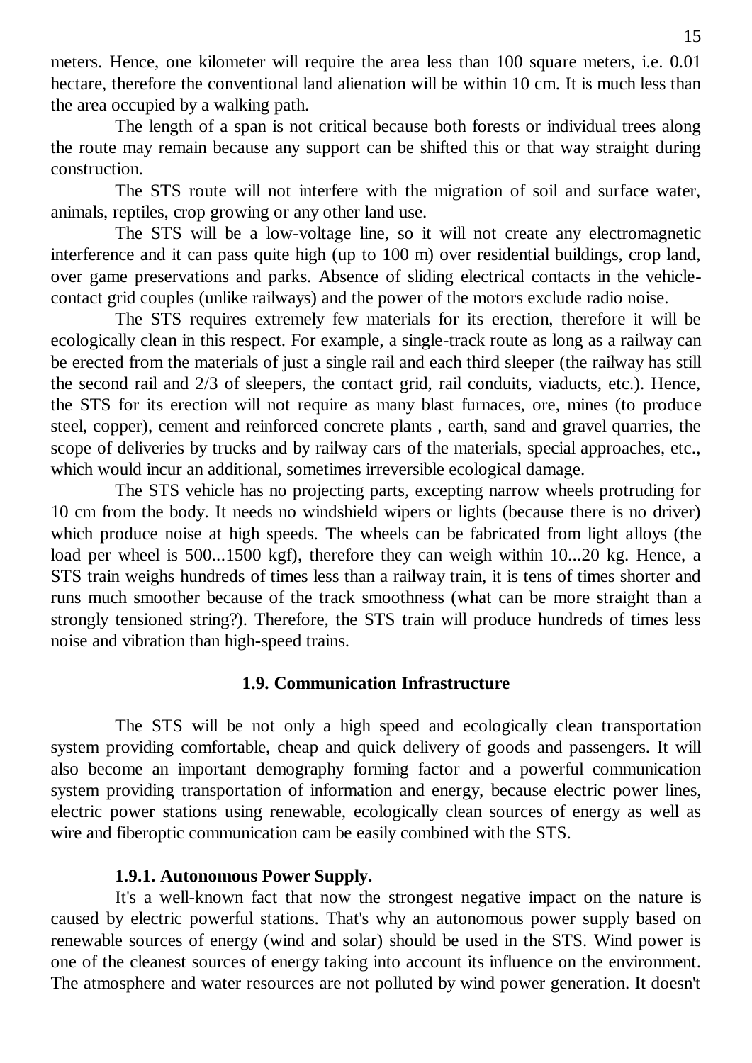meters. Hence, one kilometer will require the area less than 100 square meters, i.e. 0.01 hectare, therefore the conventional land alienation will be within 10 cm. It is much less than the area occupied by a walking path.

The length of a span is not critical because both forests or individual trees along the route may remain because any support can be shifted this or that way straight during construction.

The STS route will not interfere with the migration of soil and surface water, animals, reptiles, crop growing or any other land use.

The STS will be a low-voltage line, so it will not create any electromagnetic interference and it can pass quite high (up to 100 m) over residential buildings, crop land, over game preservations and parks. Absence of sliding electrical contacts in the vehicle-contact grid couples (unlike railways) and the power of the motors exclude radio noise.

The STS requires extremely few materials for its erection, therefore it will be ecologically clean in this respect. For example, a single-track route as long as a railway can be erected from the materials of just a single rail and each third sleeper (the railway has still the second rail and 2/3 of sleepers, the contact grid, rail conduits, viaducts, etc.). Hence, the STS for its erection will not require as many blast furnaces, ore, mines (to produce steel, copper), cement and reinforced concrete plants , earth, sand and gravel quarries, the scope of deliveries by trucks and by railway cars of the materials, special approaches, etc., which would incur an additional, sometimes irreversible ecological damage.

The STS vehicle has no projecting parts, excepting narrow wheels protruding for 10 cm from the body. It needs no windshield wipers or lights (because there is no driver) which produce noise at high speeds. The wheels can be fabricated from light alloys (the load per wheel is 500...1500 kgf), therefore they can weigh within 10...20 kg. Hence, a STS train weighs hundreds of times less than a railway train, it is tens of times shorter and runs much smoother because of the track smoothness (what can be more straight than a strongly tensioned string?). Therefore, the STS train will produce hundreds of times less noise and vibration than high-speed trains.

### 1.9. Communication Infrastructure

The STS will be not only a high speed and ecologically clean transportation system providing comfortable, cheap and quick delivery of goods and passengers. It will also become an important demography forming factor and a powerful communication system providing transportation of information and energy, because electric power lines, electric power stations using renewable, ecologically clean sources of energy as well as wire and fiberoptic communication cam be easily combined with the STS.

#### 1.9.1. Autonomous Power Supply.

It's a well-known fact that now the strongest negative impact on the nature is caused by electric powerful stations. That's why an autonomous power supply based on renewable sources of energy (wind and solar) should be used in the STS. Wind power is one of the cleanest sources of energy taking into account its influence on the environment. The atmosphere and water resources are not polluted by wind power generation. It doesn't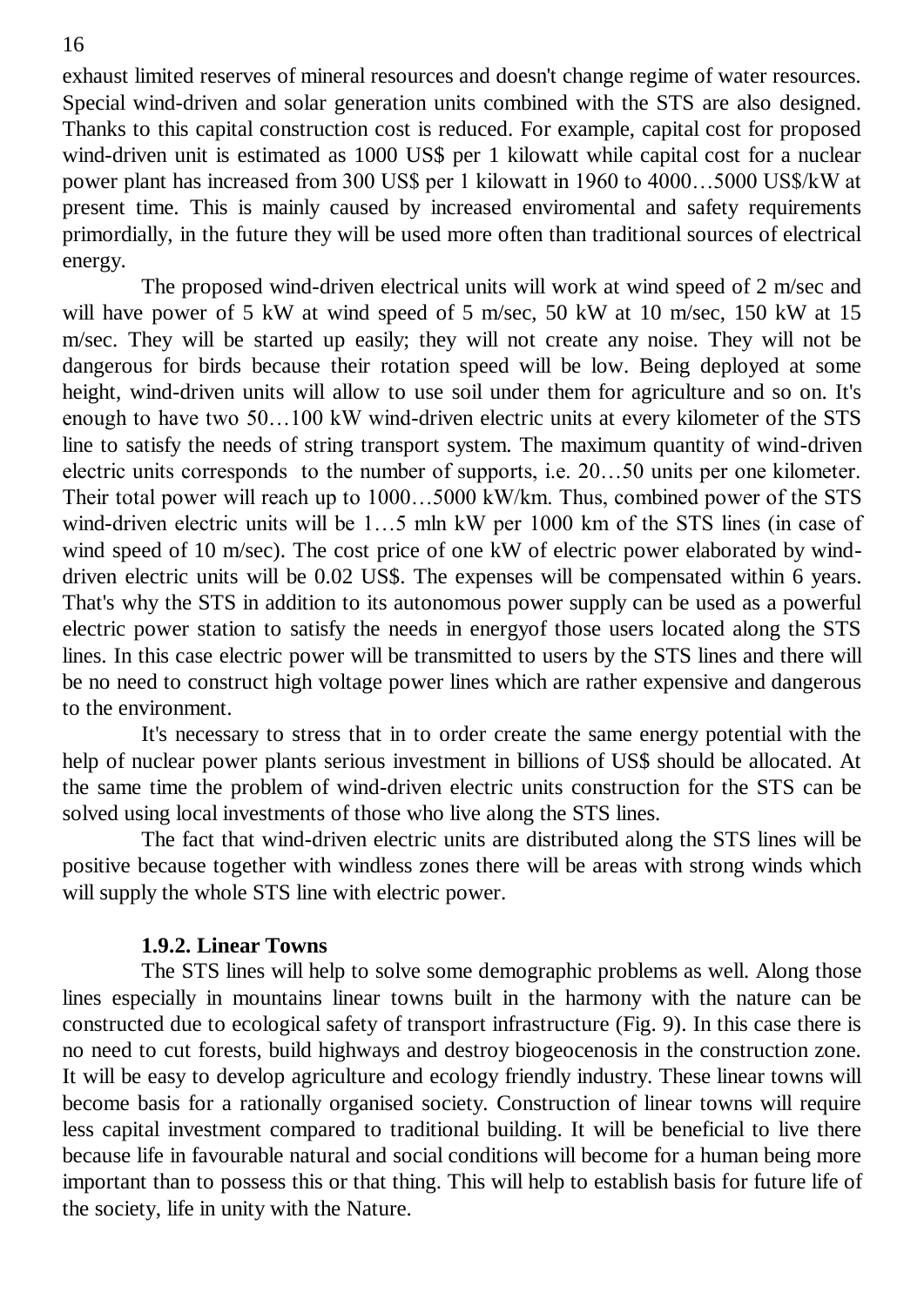exhaust limited reserves of mineral resources and doesn't change regime of water resources. Special wind-driven and solar generation units combined with the STS are also designed. Thanks to this capital construction cost is reduced. For example, capital cost for proposed wind-driven unit is estimated as 1000 US$ per 1 kilowatt while capital cost for a nuclear power plant has increased from 300 US$ per 1 kilowatt in 1960 to 4000…5000 US$/kW at present time. This is mainly caused by increased enviromental and safety requirements primordially, in the future they will be used more often than traditional sources of electrical energy.

The proposed wind-driven electrical units will work at wind speed of 2 m/sec and will have power of 5 kW at wind speed of 5 m/sec, 50 kW at 10 m/sec, 150 kW at 15 m/sec. They will be started up easily; they will not create any noise. They will not be dangerous for birds because their rotation speed will be low. Being deployed at some height, wind-driven units will allow to use soil under them for agriculture and so on. It's enough to have two 50…100 kW wind-driven electric units at every kilometer of the STS line to satisfy the needs of string transport system. The maximum quantity of wind-driven electric units corresponds to the number of supports, i.e. 20…50 units per one kilometer. Their total power will reach up to 1000…5000 kW/km. Thus, combined power of the STS wind-driven electric units will be 1…5 mln kW per 1000 km of the STS lines (in case of wind speed of 10 m/sec). The cost price of one kW of electric power elaborated by wind-driven electric units will be 0.02 US$. The expenses will be compensated within 6 years. That's why the STS in addition to its autonomous power supply can be used as a powerful electric power station to satisfy the needs in energyof those users located along the STS lines. In this case electric power will be transmitted to users by the STS lines and there will be no need to construct high voltage power lines which are rather expensive and dangerous to the environment.

It's necessary to stress that in to order create the same energy potential with the help of nuclear power plants serious investment in billions of US$ should be allocated. At the same time the problem of wind-driven electric units construction for the STS can be solved using local investments of those who live along the STS lines.

The fact that wind-driven electric units are distributed along the STS lines will be positive because together with windless zones there will be areas with strong winds which will supply the whole STS line with electric power.

### 1.9.2. Linear Towns

The STS lines will help to solve some demographic problems as well. Along those lines especially in mountains linear towns built in the harmony with the nature can be constructed due to ecological safety of transport infrastructure (Fig. 9). In this case there is no need to cut forests, build highways and destroy biogeocenosis in the construction zone. It will be easy to develop agriculture and ecology friendly industry. These linear towns will become basis for a rationally organised society. Construction of linear towns will require less capital investment compared to traditional building. It will be beneficial to live there because life in favourable natural and social conditions will become for a human being more important than to possess this or that thing. This will help to establish basis for future life of the society, life in unity with the Nature.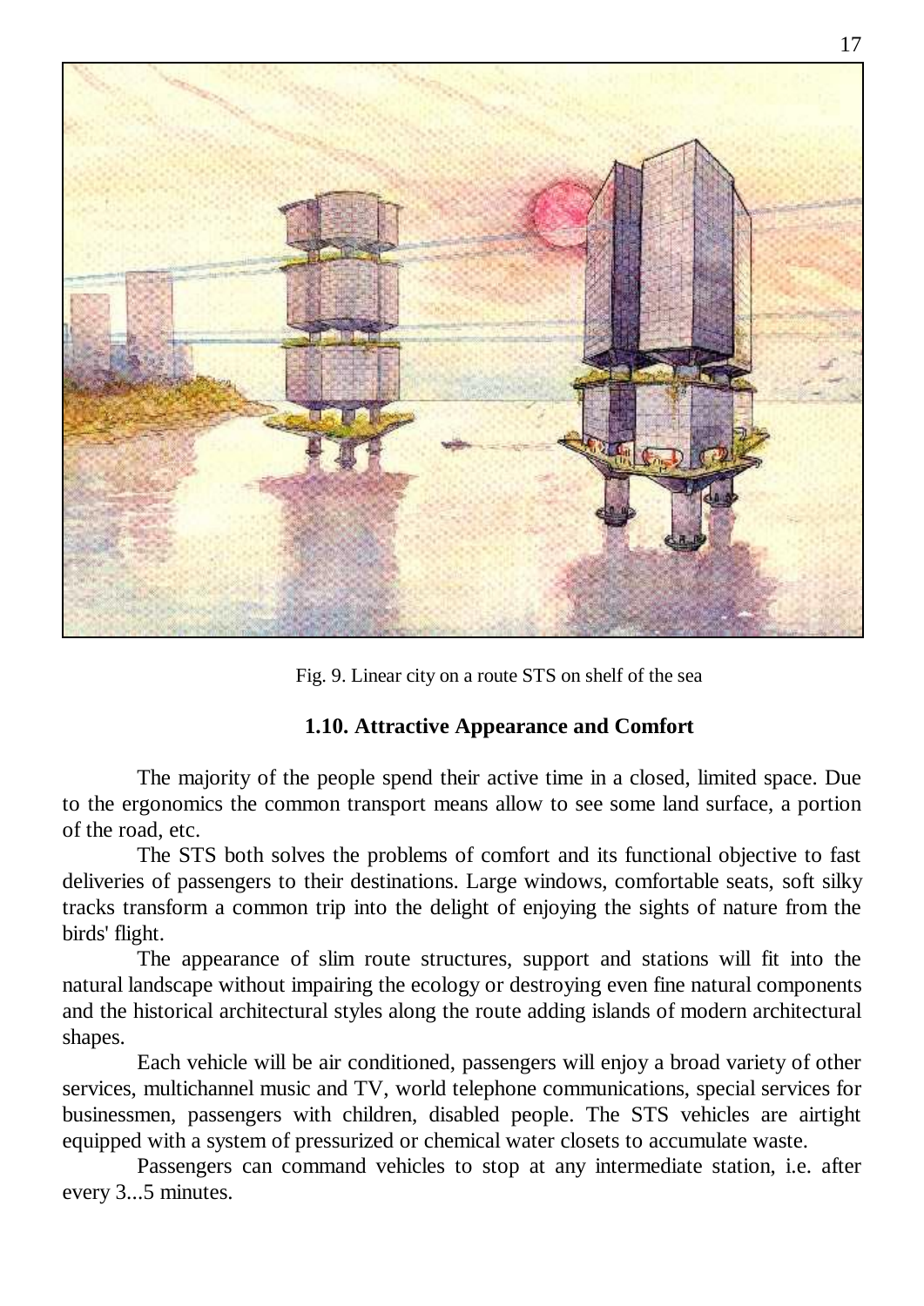Fig. 9. Linear city on a route STS on shelf of the sea

### 1.10. Attractive Appearance and Comfort

The majority of the people spend their active time in a closed, limited space. Due to the ergonomics the common transport means allow to see some land surface, a portion of the road, etc.

The STS both solves the problems of comfort and its functional objective to fast deliveries of passengers to their destinations. Large windows, comfortable seats, soft silky tracks transform a common trip into the delight of enjoying the sights of nature from the birds' flight.

The appearance of slim route structures, support and stations will fit into the natural landscape without impairing the ecology or destroying even fine natural components and the historical architectural styles along the route adding islands of modern architectural shapes.

Each vehicle will be air conditioned, passengers will enjoy a broad variety of other services, multichannel music and TV, world telephone communications, special services for businessmen, passengers with children, disabled people. The STS vehicles are airtight equipped with a system of pressurized or chemical water closets to accumulate waste.

Passengers can command vehicles to stop at any intermediate station, i.e. after every 3...5 minutes.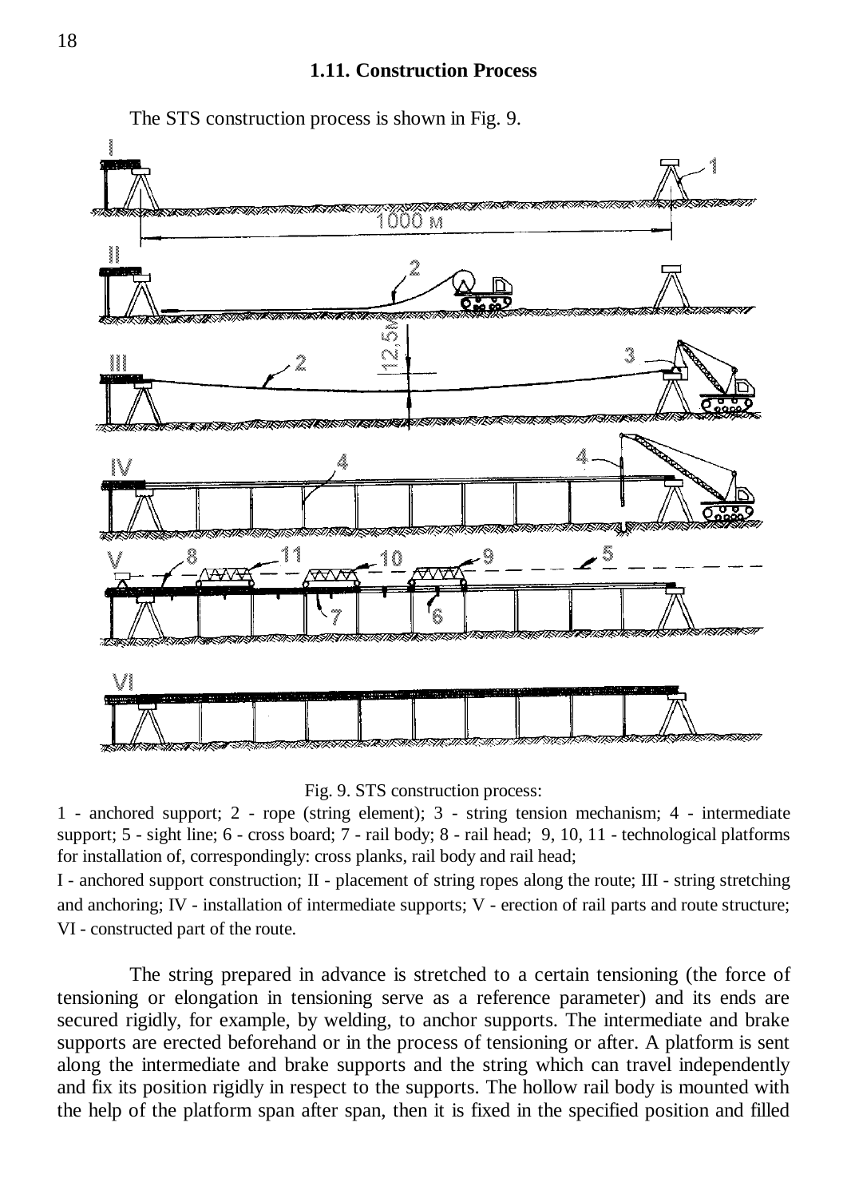## 1.11. Construction Process

The STS construction process is shown in Fig. 9.

Fig. 9. STS construction process:

1 - anchored support; 2 - rope (string element); 3 - string tension mechanism; 4 - intermediate support; 5 - sight line; 6 - cross board; 7 - rail body; 8 - rail head; 9, 10, 11 - technological platforms for installation of, correspondingly: cross planks, rail body and rail head;

I - anchored support construction; II - placement of string ropes along the route; III - string stretching and anchoring; IV - installation of intermediate supports; V - erection of rail parts and route structure; VI - constructed part of the route.

The string prepared in advance is stretched to a certain tensioning (the force of tensioning or elongation in tensioning serve as a reference parameter) and its ends are secured rigidly, for example, by welding, to anchor supports. The intermediate and brake supports are erected beforehand or in the process of tensioning or after. A platform is sent along the intermediate and brake supports and the string which can travel independently and fix its position rigidly in respect to the supports. The hollow rail body is mounted with the help of the platform span after span, then it is fixed in the specified position and filled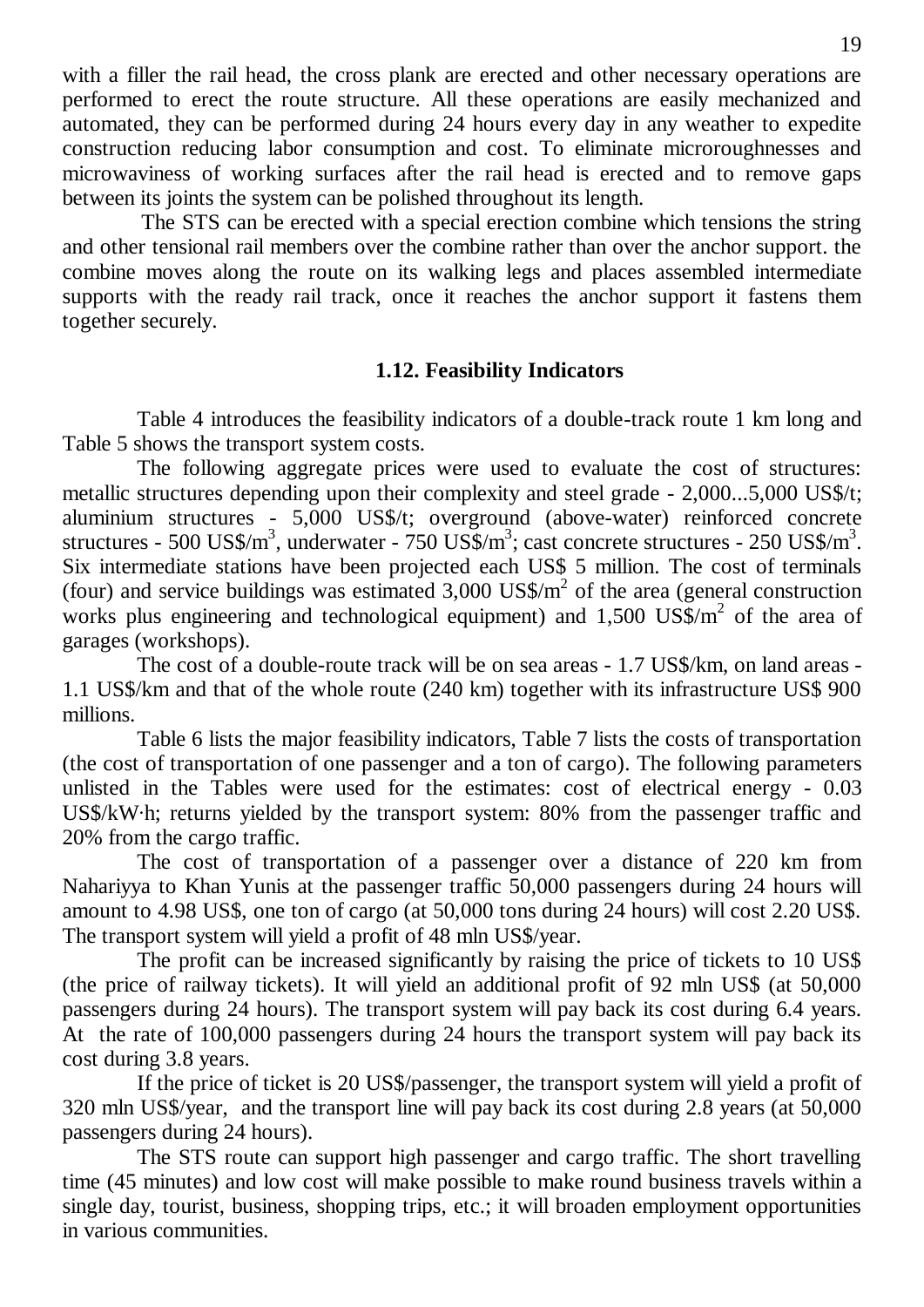with a filler the rail head, the cross plank are erected and other necessary operations are performed to erect the route structure. All these operations are easily mechanized and automated, they can be performed during 24 hours every day in any weather to expedite construction reducing labor consumption and cost. To eliminate microroughnesses and microwaviness of working surfaces after the rail head is erected and to remove gaps between its joints the system can be polished throughout its length.

The STS can be erected with a special erection combine which tensions the string and other tensional rail members over the combine rather than over the anchor support. the combine moves along the route on its walking legs and places assembled intermediate supports with the ready rail track, once it reaches the anchor support it fastens them together securely.

### 1.12. Feasibility Indicators

Table 4 introduces the feasibility indicators of a double-track route 1 km long and Table 5 shows the transport system costs.

The following aggregate prices were used to evaluate the cost of structures: metallic structures depending upon their complexity and steel grade - 2,000...5,000 US$/t; aluminium structures - 5,000 US$/t; overground (above-water) reinforced concrete structures - 500 US$/m$^3$, underwater - 750 US$/m$^3$; cast concrete structures - 250 US$/m$^3$. Six intermediate stations have been projected each US$ 5 million. The cost of terminals (four) and service buildings was estimated 3,000 US$/m$^2$ of the area (general construction works plus engineering and technological equipment) and 1,500 US$/m$^2$ of the area of garages (workshops).

The cost of a double-route track will be on sea areas - 1.7 US$/km, on land areas - 1.1 US$/km and that of the whole route (240 km) together with its infrastructure US$ 900 millions.

Table 6 lists the major feasibility indicators, Table 7 lists the costs of transportation (the cost of transportation of one passenger and a ton of cargo). The following parameters unlisted in the Tables were used for the estimates: cost of electrical energy - 0.03 US$/kW·h; returns yielded by the transport system: 80% from the passenger traffic and 20% from the cargo traffic.

The cost of transportation of a passenger over a distance of 220 km from Nahariyya to Khan Yunis at the passenger traffic 50,000 passengers during 24 hours will amount to 4.98 US$, one ton of cargo (at 50,000 tons during 24 hours) will cost 2.20 US$. The transport system will yield a profit of 48 mln US$/year.

The profit can be increased significantly by raising the price of tickets to 10 US$ (the price of railway tickets). It will yield an additional profit of 92 mln US$ (at 50,000 passengers during 24 hours). The transport system will pay back its cost during 6.4 years. At the rate of 100,000 passengers during 24 hours the transport system will pay back its cost during 3.8 years.

If the price of ticket is 20 US$/passenger, the transport system will yield a profit of 320 mln US$/year, and the transport line will pay back its cost during 2.8 years (at 50,000 passengers during 24 hours).

The STS route can support high passenger and cargo traffic. The short travelling time (45 minutes) and low cost will make possible to make round business travels within a single day, tourist, business, shopping trips, etc.; it will broaden employment opportunities in various communities.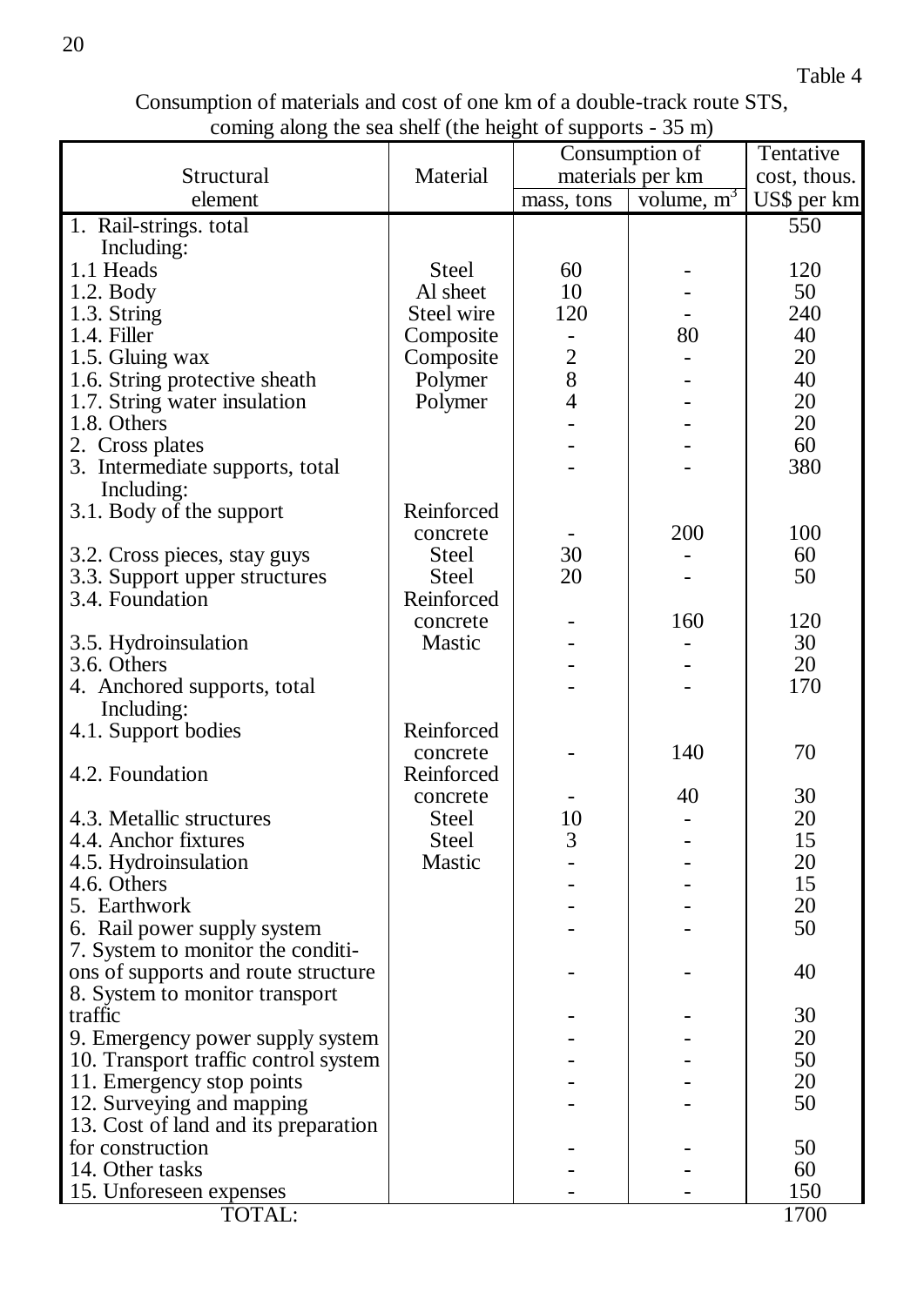Table 4

Consumption of materials and cost of one km of a double-track route STS, coming along the sea shelf (the height of supports - 35 m)

| Structural element | Material | Consumption of materials per km | | Tentative cost, thous. US$ per km |
|---|---|---|---|---|
| | | mass, tons | volume, $m^3$ | |
| 1. Rail-strings. total Including: | | | | 550 |
| 1.1 Heads | Steel | 60 | - | 120 |
| 1.2. Body | Al sheet | 10 | - | 50 |
| 1.3. String | Steel wire | 120 | - | 240 |
| 1.4. Filler | Composite | - | 80 | 40 |
| 1.5. Gluing wax | Composite | 2 | - | 20 |
| 1.6. String protective sheath | Polymer | 8 | - | 40 |
| 1.7. String water insulation | Polymer | 4 | - | 20 |
| 1.8. Others | | - | - | 20 |
| 2. Cross plates | | - | - | 60 |
| 3. Intermediate supports, total Including: | | - | - | 380 |
| 3.1. Body of the support | Reinforced concrete | - | 200 | 100 |
| 3.2. Cross pieces, stay guys | Steel | 30 | - | 60 |
| 3.3. Support upper structures | Steel | 20 | - | 50 |
| 3.4. Foundation | Reinforced concrete | - | 160 | 120 |
| 3.5. Hydroinsulation | Mastic | - | - | 30 |
| 3.6. Others | | - | - | 20 |
| 4. Anchored supports, total Including: | | - | - | 170 |
| 4.1. Support bodies | Reinforced concrete | - | 140 | 70 |
| 4.2. Foundation | Reinforced concrete | - | 40 | 30 |
| 4.3. Metallic structures | Steel | 10 | - | 20 |
| 4.4. Anchor fixtures | Steel | 3 | - | 15 |
| 4.5. Hydroinsulation | Mastic | - | - | 20 |
| 4.6. Others | | - | - | 15 |
| 5. Earthwork | | - | - | 20 |
| 6. Rail power supply system | | - | - | 50 |
| 7. System to monitor the conditions of supports and route structure | | - | - | 40 |
| 8. System to monitor transport traffic | | - | - | 30 |
| 9. Emergency power supply system | | - | - | 20 |
| 10. Transport traffic control system | | - | - | 50 |
| 11. Emergency stop points | | - | - | 20 |
| 12. Surveying and mapping | | - | - | 50 |
| 13. Cost of land and its preparation for construction | | - | - | 50 |
| 14. Other tasks | | - | - | 60 |
| 15. Unforeseen expenses | | - | - | 150 |
| TOTAL: | | | | 1700 |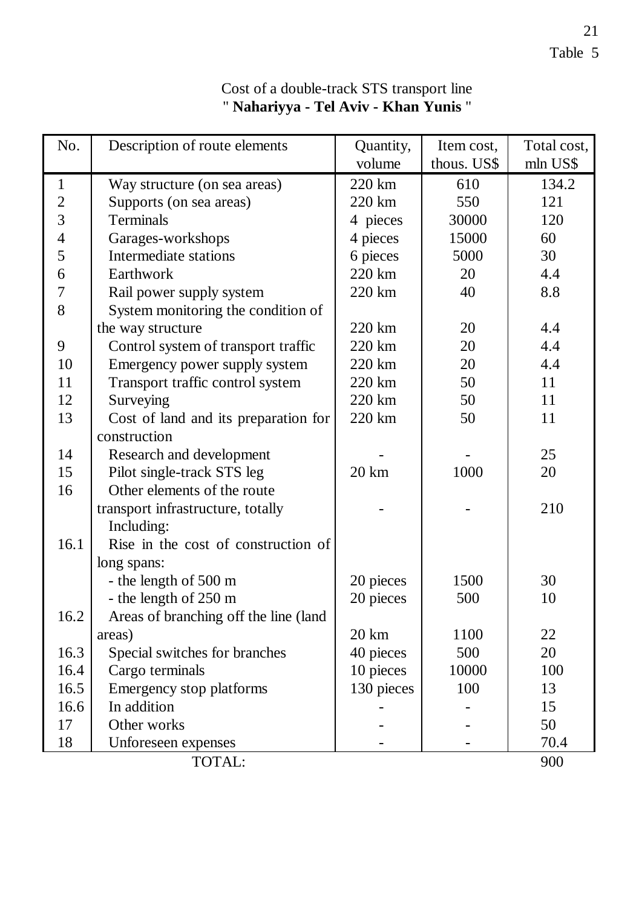Table 5

Cost of a double-track STS transport line
" **Nahariyya - Tel Aviv - Khan Yunis** "

| No. | Description of route elements | Quantity, volume | Item cost, thous. US$ | Total cost, mln US$ |
|---|---|---|---|---|
| 1 | Way structure (on sea areas) | 220 km | 610 | 134.2 |
| 2 | Supports (on sea areas) | 220 km | 550 | 121 |
| 3 | Terminals | 4 pieces | 30000 | 120 |
| 4 | Garages-workshops | 4 pieces | 15000 | 60 |
| 5 | Intermediate stations | 6 pieces | 5000 | 30 |
| 6 | Earthwork | 220 km | 20 | 4.4 |
| 7 | Rail power supply system | 220 km | 40 | 8.8 |
| 8 | System monitoring the condition of the way structure | 220 km | 20 | 4.4 |
| 9 | Control system of transport traffic | 220 km | 20 | 4.4 |
| 10 | Emergency power supply system | 220 km | 20 | 4.4 |
| 11 | Transport traffic control system | 220 km | 50 | 11 |
| 12 | Surveying | 220 km | 50 | 11 |
| 13 | Cost of land and its preparation for construction | 220 km | 50 | 11 |
| 14 | Research and development | - | - | 25 |
| 15 | Pilot single-track STS leg | 20 km | 1000 | 20 |
| 16 | Other elements of the route transport infrastructure, totally | - | - | 210 |
| | Including: | | | |
| 16.1 | Rise in the cost of construction of long spans: | | | |
| | - the length of 500 m | 20 pieces | 1500 | 30 |
| | - the length of 250 m | 20 pieces | 500 | 10 |
| 16.2 | Areas of branching off the line (land areas) | 20 km | 1100 | 22 |
| 16.3 | Special switches for branches | 40 pieces | 500 | 20 |
| 16.4 | Cargo terminals | 10 pieces | 10000 | 100 |
| 16.5 | Emergency stop platforms | 130 pieces | 100 | 13 |
| 16.6 | In addition | - | - | 15 |
| 17 | Other works | - | - | 50 |
| 18 | Unforeseen expenses | - | - | 70.4 |
| | TOTAL: | | | 900 |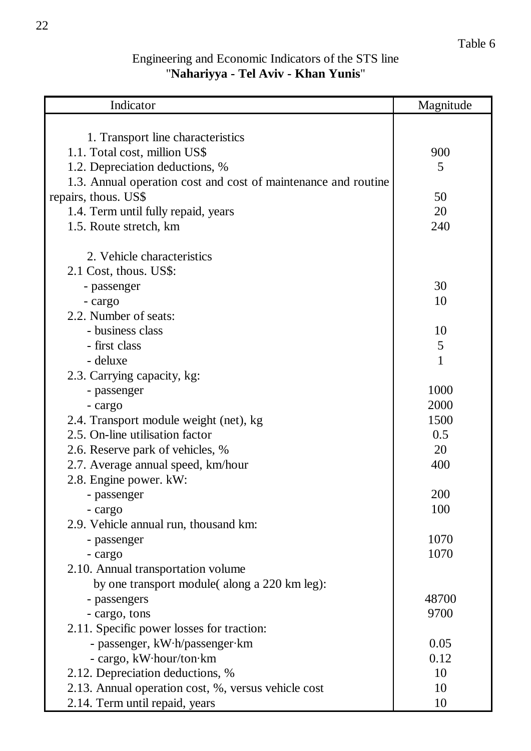Table 6

Engineering and Economic Indicators of the STS line
"**Nahariyya - Tel Aviv - Khan Yunis**"

| Indicator | Magnitude |
|---|---|
| 1. Transport line characteristics | |
| 1.1. Total cost, million US$ | 900 |
| 1.2. Depreciation deductions, % | 5 |
| 1.3. Annual operation cost and cost of maintenance and routine repairs, thous. US$ | 50 |
| 1.4. Term until fully repaid, years | 20 |
| 1.5. Route stretch, km | 240 |
| 2. Vehicle characteristics | |
| 2.1 Cost, thous. US$: | |
| - passenger | 30 |
| - cargo | 10 |
| 2.2. Number of seats: | |
| - business class | 10 |
| - first class | 5 |
| - deluxe | 1 |
| 2.3. Carrying capacity, kg: | |
| - passenger | 1000 |
| - cargo | 2000 |
| 2.4. Transport module weight (net), kg | 1500 |
| 2.5. On-line utilisation factor | 0.5 |
| 2.6. Reserve park of vehicles, % | 20 |
| 2.7. Average annual speed, km/hour | 400 |
| 2.8. Engine power. kW: | |
| - passenger | 200 |
| - cargo | 100 |
| 2.9. Vehicle annual run, thousand km: | |
| - passenger | 1070 |
| - cargo | 1070 |
| 2.10. Annual transportation volume by one transport module( along a 220 km leg): | |
| - passengers | 48700 |
| - cargo, tons | 9700 |
| 2.11. Specific power losses for traction: | |
| - passenger, kW·h/passenger·km | 0.05 |
| - cargo, kW·hour/ton·km | 0.12 |
| 2.12. Depreciation deductions, % | 10 |
| 2.13. Annual operation cost, %, versus vehicle cost | 10 |
| 2.14. Term until repaid, years | 10 |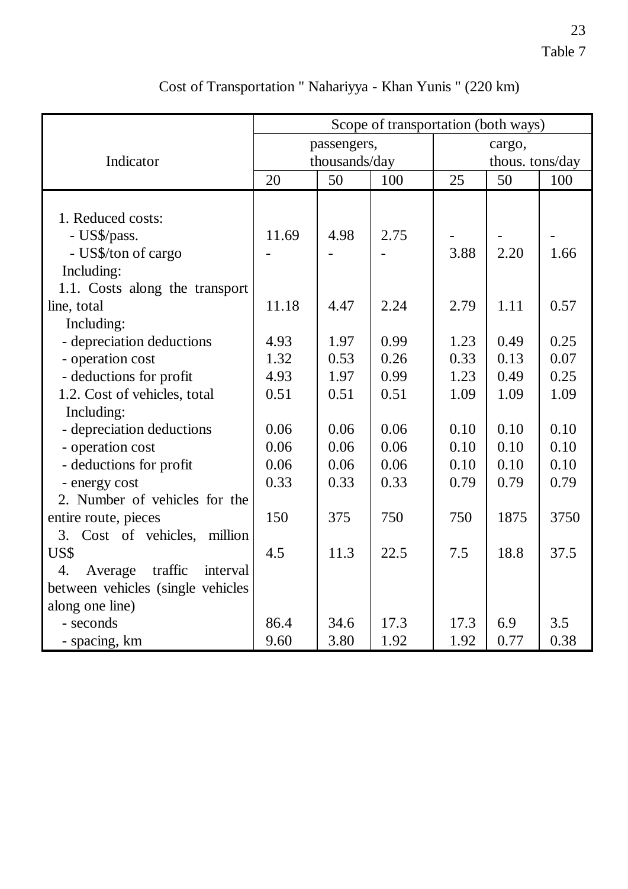Table 7

## Cost of Transportation " Nahariyya - Khan Yunis " (220 km)

| Indicator | Scope of transportation (both ways) | | | | | |
|---|---|---|---|---|---|---|
| | passengers, thousands/day | | | cargo, thous. tons/day | | |
| | 20 | 50 | 100 | 25 | 50 | 100 |
| 1. Reduced costs: | | | | | | |
| - US$/pass. | 11.69 | 4.98 | 2.75 | - | - | - |
| - US$/ton of cargo | - | - | - | 3.88 | 2.20 | 1.66 |
| Including: | | | | | | |
| 1.1. Costs along the transport line, total | 11.18 | 4.47 | 2.24 | 2.79 | 1.11 | 0.57 |
| Including: | | | | | | |
| - depreciation deductions | 4.93 | 1.97 | 0.99 | 1.23 | 0.49 | 0.25 |
| - operation cost | 1.32 | 0.53 | 0.26 | 0.33 | 0.13 | 0.07 |
| - deductions for profit | 4.93 | 1.97 | 0.99 | 1.23 | 0.49 | 0.25 |
| 1.2. Cost of vehicles, total | 0.51 | 0.51 | 0.51 | 1.09 | 1.09 | 1.09 |
| Including: | | | | | | |
| - depreciation deductions | 0.06 | 0.06 | 0.06 | 0.10 | 0.10 | 0.10 |
| - operation cost | 0.06 | 0.06 | 0.06 | 0.10 | 0.10 | 0.10 |
| - deductions for profit | 0.06 | 0.06 | 0.06 | 0.10 | 0.10 | 0.10 |
| - energy cost | 0.33 | 0.33 | 0.33 | 0.79 | 0.79 | 0.79 |
| 2. Number of vehicles for the entire route, pieces | 150 | 375 | 750 | 750 | 1875 | 3750 |
| 3. Cost of vehicles, million US$ | 4.5 | 11.3 | 22.5 | 7.5 | 18.8 | 37.5 |
| 4. Average traffic interval between vehicles (single vehicles along one line) | | | | | | |
| - seconds | 86.4 | 34.6 | 17.3 | 17.3 | 6.9 | 3.5 |
| - spacing, km | 9.60 | 3.80 | 1.92 | 1.92 | 0.77 | 0.38 |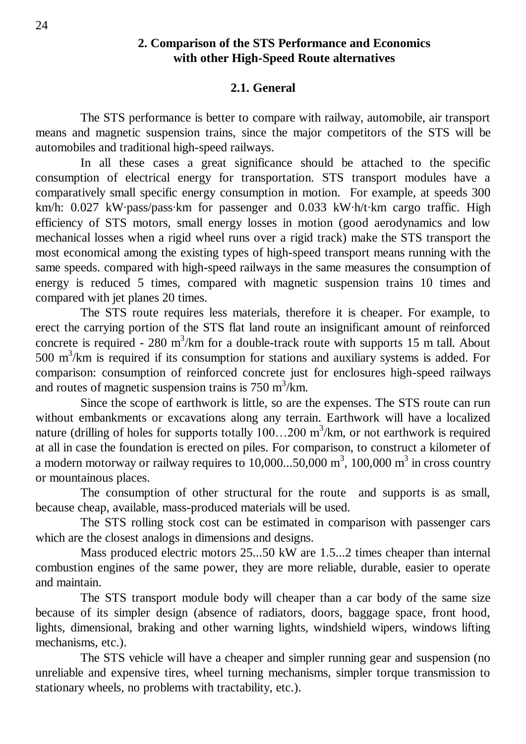## 2. Comparison of the STS Performance and Economics with other High-Speed Route alternatives

### 2.1. General

The STS performance is better to compare with railway, automobile, air transport means and magnetic suspension trains, since the major competitors of the STS will be automobiles and traditional high-speed railways.

In all these cases a great significance should be attached to the specific consumption of electrical energy for transportation. STS transport modules have a comparatively small specific energy consumption in motion. For example, at speeds 300 km/h: 0.027 kW·pass/pass·km for passenger and 0.033 kW·h/t·km cargo traffic. High efficiency of STS motors, small energy losses in motion (good aerodynamics and low mechanical losses when a rigid wheel runs over a rigid track) make the STS transport the most economical among the existing types of high-speed transport means running with the same speeds. compared with high-speed railways in the same measures the consumption of energy is reduced 5 times, compared with magnetic suspension trains 10 times and compared with jet planes 20 times.

The STS route requires less materials, therefore it is cheaper. For example, to erect the carrying portion of the STS flat land route an insignificant amount of reinforced concrete is required - 280 $m^3$/km for a double-track route with supports 15 m tall. About 500 $m^3$/km is required if its consumption for stations and auxiliary systems is added. For comparison: consumption of reinforced concrete just for enclosures high-speed railways and routes of magnetic suspension trains is 750 $m^3$/km.

Since the scope of earthwork is little, so are the expenses. The STS route can run without embankments or excavations along any terrain. Earthwork will have a localized nature (drilling of holes for supports totally 100…200 $m^3$/km, or not earthwork is required at all in case the foundation is erected on piles. For comparison, to construct a kilometer of a modern motorway or railway requires to 10,000...50,000 $m^3$, 100,000 $m^3$ in cross country or mountainous places.

The consumption of other structural for the route and supports is as small, because cheap, available, mass-produced materials will be used.

The STS rolling stock cost can be estimated in comparison with passenger cars which are the closest analogs in dimensions and designs.

Mass produced electric motors 25...50 kW are 1.5...2 times cheaper than internal combustion engines of the same power, they are more reliable, durable, easier to operate and maintain.

The STS transport module body will cheaper than a car body of the same size because of its simpler design (absence of radiators, doors, baggage space, front hood, lights, dimensional, braking and other warning lights, windshield wipers, windows lifting mechanisms, etc.).

The STS vehicle will have a cheaper and simpler running gear and suspension (no unreliable and expensive tires, wheel turning mechanisms, simpler torque transmission to stationary wheels, no problems with tractability, etc.).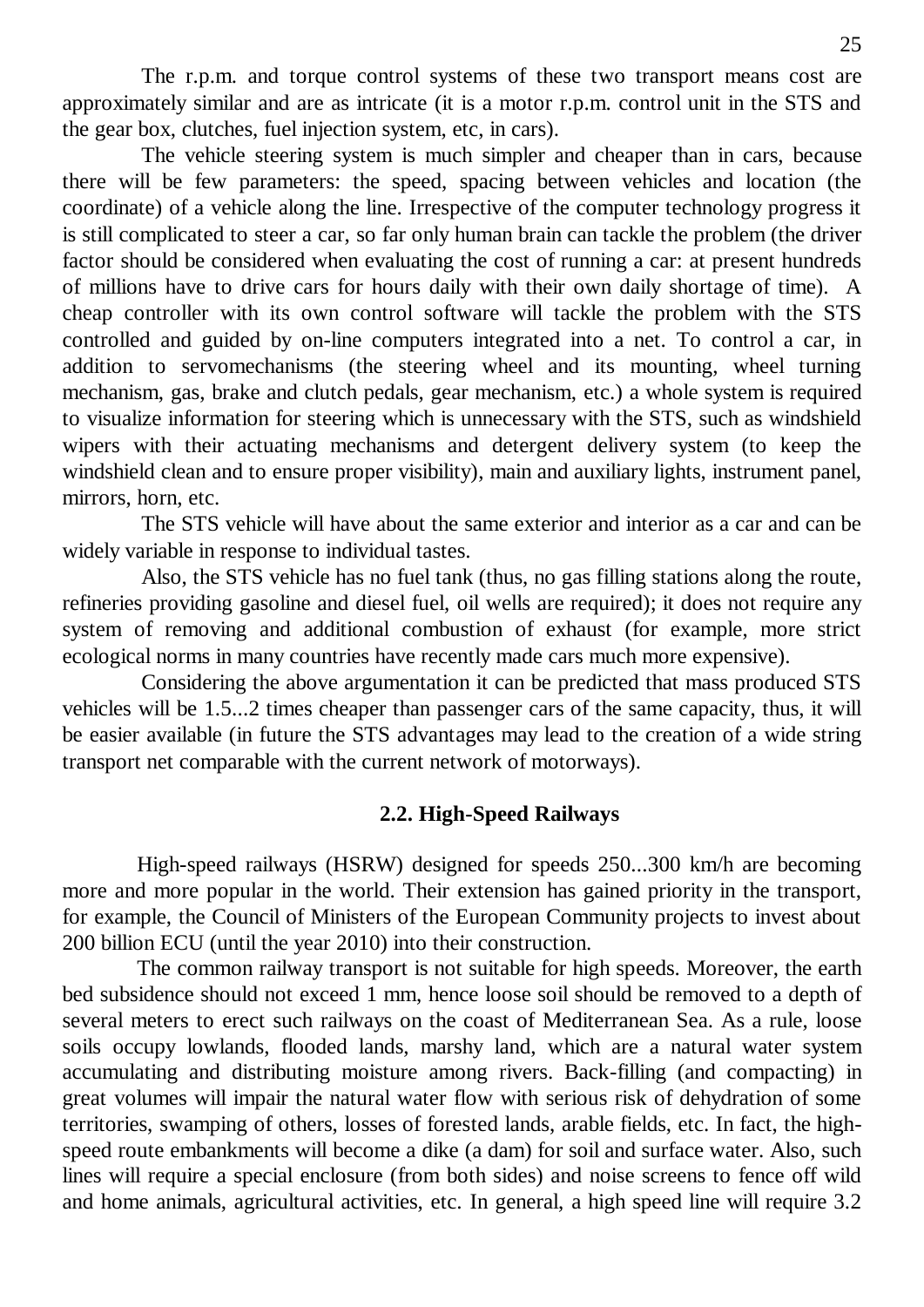The r.p.m. and torque control systems of these two transport means cost are approximately similar and are as intricate (it is a motor r.p.m. control unit in the STS and the gear box, clutches, fuel injection system, etc, in cars).

The vehicle steering system is much simpler and cheaper than in cars, because there will be few parameters: the speed, spacing between vehicles and location (the coordinate) of a vehicle along the line. Irrespective of the computer technology progress it is still complicated to steer a car, so far only human brain can tackle the problem (the driver factor should be considered when evaluating the cost of running a car: at present hundreds of millions have to drive cars for hours daily with their own daily shortage of time). A cheap controller with its own control software will tackle the problem with the STS controlled and guided by on-line computers integrated into a net. To control a car, in addition to servomechanisms (the steering wheel and its mounting, wheel turning mechanism, gas, brake and clutch pedals, gear mechanism, etc.) a whole system is required to visualize information for steering which is unnecessary with the STS, such as windshield wipers with their actuating mechanisms and detergent delivery system (to keep the windshield clean and to ensure proper visibility), main and auxiliary lights, instrument panel, mirrors, horn, etc.

The STS vehicle will have about the same exterior and interior as a car and can be widely variable in response to individual tastes.

Also, the STS vehicle has no fuel tank (thus, no gas filling stations along the route, refineries providing gasoline and diesel fuel, oil wells are required); it does not require any system of removing and additional combustion of exhaust (for example, more strict ecological norms in many countries have recently made cars much more expensive).

Considering the above argumentation it can be predicted that mass produced STS vehicles will be 1.5...2 times cheaper than passenger cars of the same capacity, thus, it will be easier available (in future the STS advantages may lead to the creation of a wide string transport net comparable with the current network of motorways).

## 2.2. High-Speed Railways

High-speed railways (HSRW) designed for speeds 250...300 km/h are becoming more and more popular in the world. Their extension has gained priority in the transport, for example, the Council of Ministers of the European Community projects to invest about 200 billion ECU (until the year 2010) into their construction.

The common railway transport is not suitable for high speeds. Moreover, the earth bed subsidence should not exceed 1 mm, hence loose soil should be removed to a depth of several meters to erect such railways on the coast of Mediterranean Sea. As a rule, loose soils occupy lowlands, flooded lands, marshy land, which are a natural water system accumulating and distributing moisture among rivers. Back-filling (and compacting) in great volumes will impair the natural water flow with serious risk of dehydration of some territories, swamping of others, losses of forested lands, arable fields, etc. In fact, the high-speed route embankments will become a dike (a dam) for soil and surface water. Also, such lines will require a special enclosure (from both sides) and noise screens to fence off wild and home animals, agricultural activities, etc. In general, a high speed line will require 3.2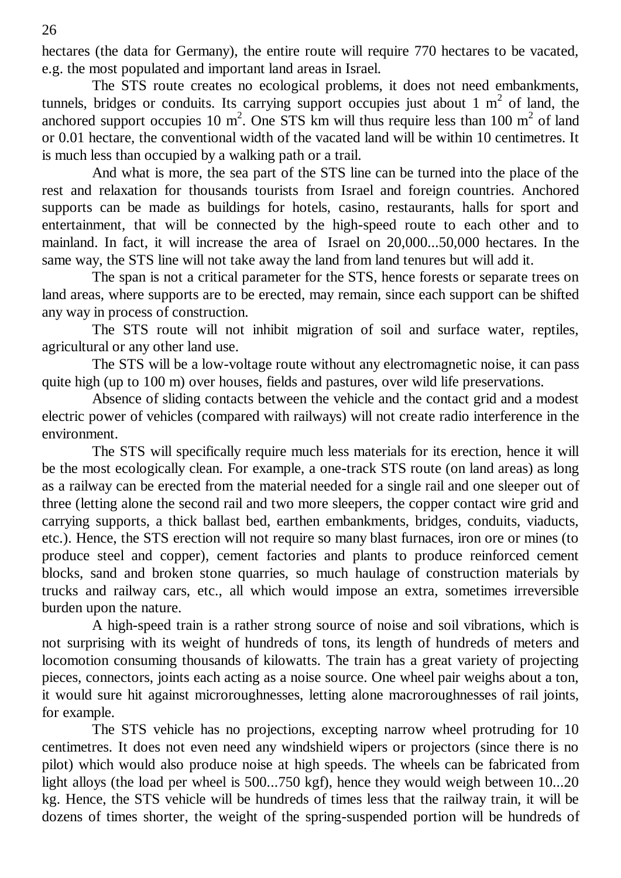hectares (the data for Germany), the entire route will require 770 hectares to be vacated, e.g. the most populated and important land areas in Israel.

The STS route creates no ecological problems, it does not need embankments, tunnels, bridges or conduits. Its carrying support occupies just about 1 $m^2$ of land, the anchored support occupies 10 $m^2$. One STS km will thus require less than 100 $m^2$ of land or 0.01 hectare, the conventional width of the vacated land will be within 10 centimetres. It is much less than occupied by a walking path or a trail.

And what is more, the sea part of the STS line can be turned into the place of the rest and relaxation for thousands tourists from Israel and foreign countries. Anchored supports can be made as buildings for hotels, casino, restaurants, halls for sport and entertainment, that will be connected by the high-speed route to each other and to mainland. In fact, it will increase the area of Israel on 20,000...50,000 hectares. In the same way, the STS line will not take away the land from land tenures but will add it.

The span is not a critical parameter for the STS, hence forests or separate trees on land areas, where supports are to be erected, may remain, since each support can be shifted any way in process of construction.

The STS route will not inhibit migration of soil and surface water, reptiles, agricultural or any other land use.

The STS will be a low-voltage route without any electromagnetic noise, it can pass quite high (up to 100 m) over houses, fields and pastures, over wild life preservations.

Absence of sliding contacts between the vehicle and the contact grid and a modest electric power of vehicles (compared with railways) will not create radio interference in the environment.

The STS will specifically require much less materials for its erection, hence it will be the most ecologically clean. For example, a one-track STS route (on land areas) as long as a railway can be erected from the material needed for a single rail and one sleeper out of three (letting alone the second rail and two more sleepers, the copper contact wire grid and carrying supports, a thick ballast bed, earthen embankments, bridges, conduits, viaducts, etc.). Hence, the STS erection will not require so many blast furnaces, iron ore or mines (to produce steel and copper), cement factories and plants to produce reinforced cement blocks, sand and broken stone quarries, so much haulage of construction materials by trucks and railway cars, etc., all which would impose an extra, sometimes irreversible burden upon the nature.

A high-speed train is a rather strong source of noise and soil vibrations, which is not surprising with its weight of hundreds of tons, its length of hundreds of meters and locomotion consuming thousands of kilowatts. The train has a great variety of projecting pieces, connectors, joints each acting as a noise source. One wheel pair weighs about a ton, it would sure hit against microroughnesses, letting alone macroroughnesses of rail joints, for example.

The STS vehicle has no projections, excepting narrow wheel protruding for 10 centimetres. It does not even need any windshield wipers or projectors (since there is no pilot) which would also produce noise at high speeds. The wheels can be fabricated from light alloys (the load per wheel is 500...750 kgf), hence they would weigh between 10...20 kg. Hence, the STS vehicle will be hundreds of times less that the railway train, it will be dozens of times shorter, the weight of the spring-suspended portion will be hundreds of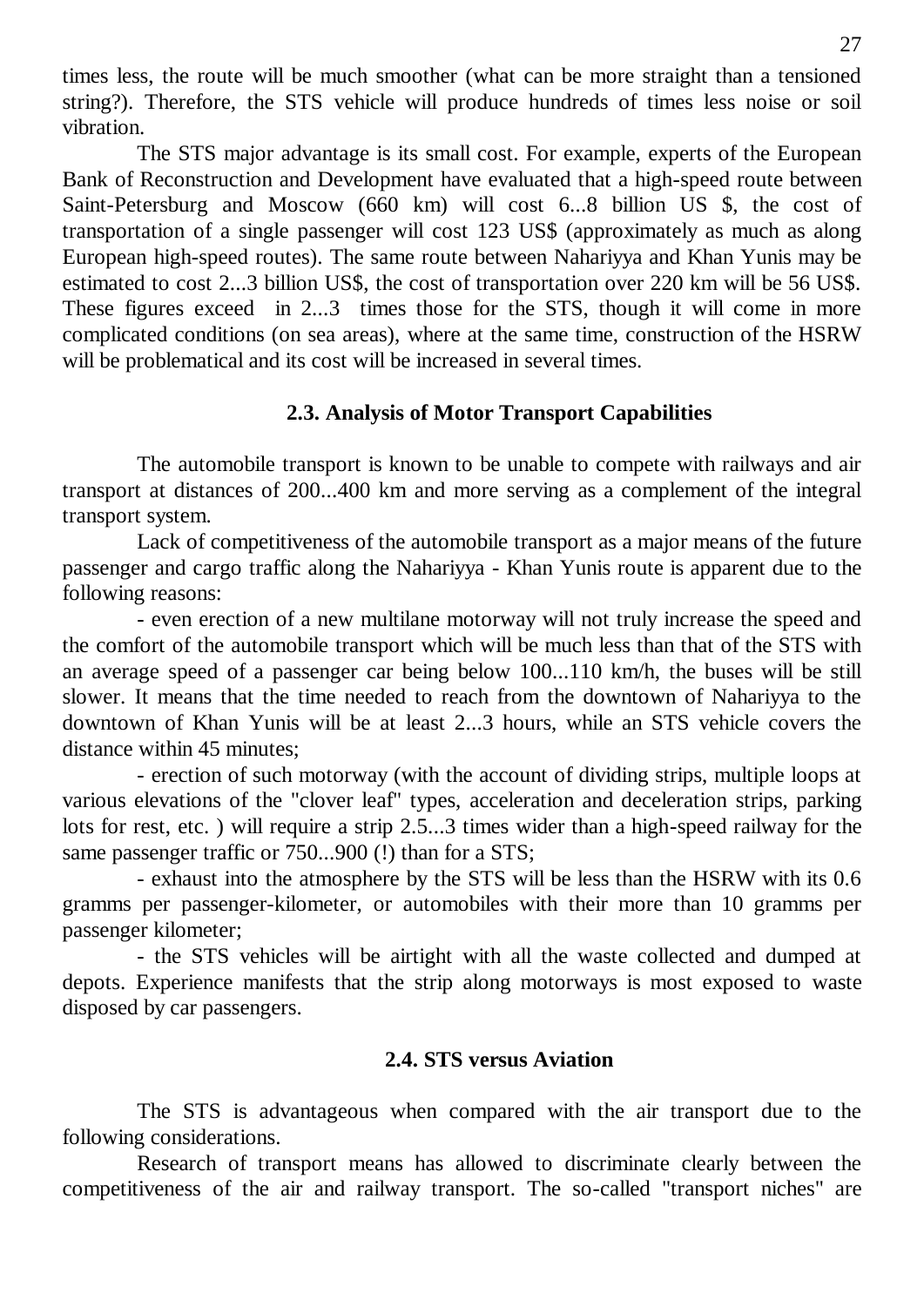times less, the route will be much smoother (what can be more straight than a tensioned string?). Therefore, the STS vehicle will produce hundreds of times less noise or soil vibration.

The STS major advantage is its small cost. For example, experts of the European Bank of Reconstruction and Development have evaluated that a high-speed route between Saint-Petersburg and Moscow (660 km) will cost 6...8 billion US $, the cost of transportation of a single passenger will cost 123 US$ (approximately as much as along European high-speed routes). The same route between Nahariyya and Khan Yunis may be estimated to cost 2...3 billion US$, the cost of transportation over 220 km will be 56 US$. These figures exceed in 2...3 times those for the STS, though it will come in more complicated conditions (on sea areas), where at the same time, construction of the HSRW will be problematical and its cost will be increased in several times.

### 2.3. Analysis of Motor Transport Capabilities

The automobile transport is known to be unable to compete with railways and air transport at distances of 200...400 km and more serving as a complement of the integral transport system.

Lack of competitiveness of the automobile transport as a major means of the future passenger and cargo traffic along the Nahariyya - Khan Yunis route is apparent due to the following reasons:

- even erection of a new multilane motorway will not truly increase the speed and the comfort of the automobile transport which will be much less than that of the STS with an average speed of a passenger car being below 100...110 km/h, the buses will be still slower. It means that the time needed to reach from the downtown of Nahariyya to the downtown of Khan Yunis will be at least 2...3 hours, while an STS vehicle covers the distance within 45 minutes;
- erection of such motorway (with the account of dividing strips, multiple loops at various elevations of the "clover leaf" types, acceleration and deceleration strips, parking lots for rest, etc. ) will require a strip 2.5...3 times wider than a high-speed railway for the same passenger traffic or 750...900 (!) than for a STS;
- exhaust into the atmosphere by the STS will be less than the HSRW with its 0.6 gramms per passenger-kilometer, or automobiles with their more than 10 gramms per passenger kilometer;
- the STS vehicles will be airtight with all the waste collected and dumped at depots. Experience manifests that the strip along motorways is most exposed to waste disposed by car passengers.

### 2.4. STS versus Aviation

The STS is advantageous when compared with the air transport due to the following considerations.

Research of transport means has allowed to discriminate clearly between the competitiveness of the air and railway transport. The so-called "transport niches" are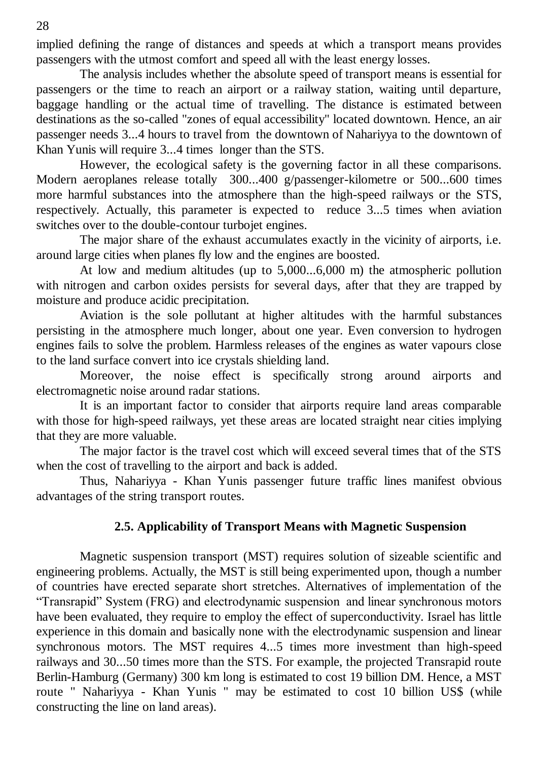implied defining the range of distances and speeds at which a transport means provides passengers with the utmost comfort and speed all with the least energy losses.

The analysis includes whether the absolute speed of transport means is essential for passengers or the time to reach an airport or a railway station, waiting until departure, baggage handling or the actual time of travelling. The distance is estimated between destinations as the so-called "zones of equal accessibility" located downtown. Hence, an air passenger needs 3...4 hours to travel from the downtown of Nahariyya to the downtown of Khan Yunis will require 3...4 times longer than the STS.

However, the ecological safety is the governing factor in all these comparisons. Modern aeroplanes release totally 300...400 g/passenger-kilometre or 500...600 times more harmful substances into the atmosphere than the high-speed railways or the STS, respectively. Actually, this parameter is expected to reduce 3...5 times when aviation switches over to the double-contour turbojet engines.

The major share of the exhaust accumulates exactly in the vicinity of airports, i.e. around large cities when planes fly low and the engines are boosted.

At low and medium altitudes (up to 5,000...6,000 m) the atmospheric pollution with nitrogen and carbon oxides persists for several days, after that they are trapped by moisture and produce acidic precipitation.

Aviation is the sole pollutant at higher altitudes with the harmful substances persisting in the atmosphere much longer, about one year. Even conversion to hydrogen engines fails to solve the problem. Harmless releases of the engines as water vapours close to the land surface convert into ice crystals shielding land.

Moreover, the noise effect is specifically strong around airports and electromagnetic noise around radar stations.

It is an important factor to consider that airports require land areas comparable with those for high-speed railways, yet these areas are located straight near cities implying that they are more valuable.

The major factor is the travel cost which will exceed several times that of the STS when the cost of travelling to the airport and back is added.

Thus, Nahariyya - Khan Yunis passenger future traffic lines manifest obvious advantages of the string transport routes.

### 2.5. Applicability of Transport Means with Magnetic Suspension

Magnetic suspension transport (MST) requires solution of sizeable scientific and engineering problems. Actually, the MST is still being experimented upon, though a number of countries have erected separate short stretches. Alternatives of implementation of the "Transrapid" System (FRG) and electrodynamic suspension and linear synchronous motors have been evaluated, they require to employ the effect of superconductivity. Israel has little experience in this domain and basically none with the electrodynamic suspension and linear synchronous motors. The MST requires 4...5 times more investment than high-speed railways and 30...50 times more than the STS. For example, the projected Transrapid route Berlin-Hamburg (Germany) 300 km long is estimated to cost 19 billion DM. Hence, a MST route " Nahariyya - Khan Yunis " may be estimated to cost 10 billion US$ (while constructing the line on land areas).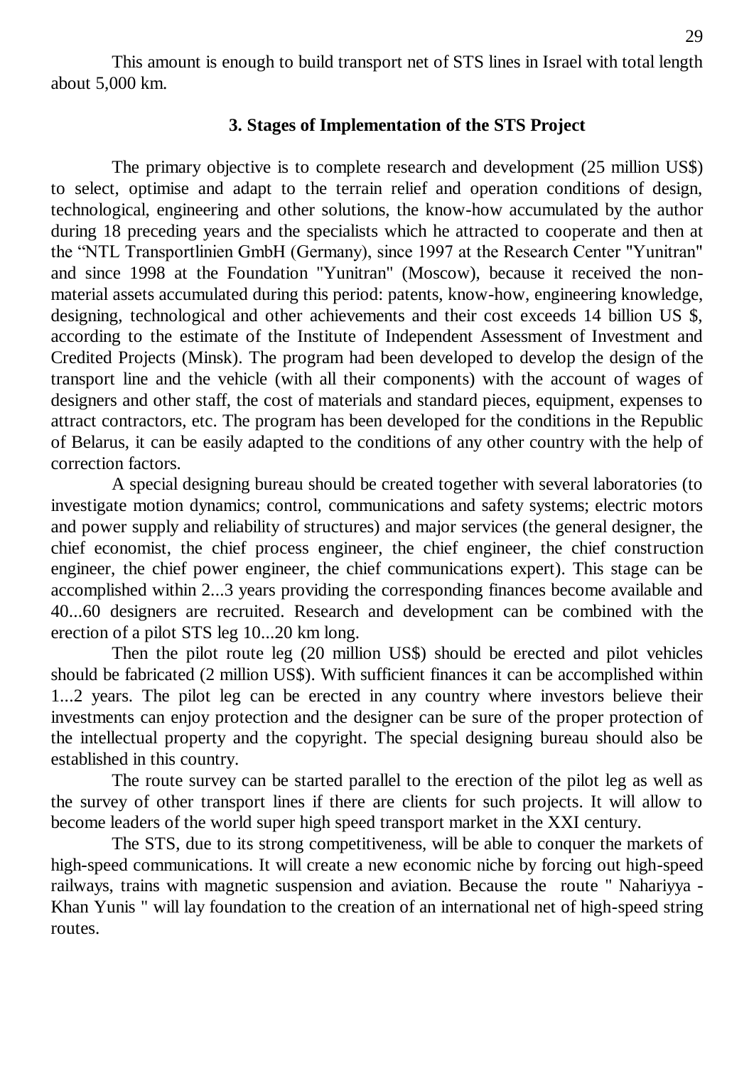This amount is enough to build transport net of STS lines in Israel with total length about 5,000 km.

### 3. Stages of Implementation of the STS Project

The primary objective is to complete research and development (25 million US$) to select, optimise and adapt to the terrain relief and operation conditions of design, technological, engineering and other solutions, the know-how accumulated by the author during 18 preceding years and the specialists which he attracted to cooperate and then at the "NTL Transportlinien GmbH (Germany), since 1997 at the Research Center "Yunitran" and since 1998 at the Foundation "Yunitran" (Moscow), because it received the non-material assets accumulated during this period: patents, know-how, engineering knowledge, designing, technological and other achievements and their cost exceeds 14 billion US $, according to the estimate of the Institute of Independent Assessment of Investment and Credited Projects (Minsk). The program had been developed to develop the design of the transport line and the vehicle (with all their components) with the account of wages of designers and other staff, the cost of materials and standard pieces, equipment, expenses to attract contractors, etc. The program has been developed for the conditions in the Republic of Belarus, it can be easily adapted to the conditions of any other country with the help of correction factors.

A special designing bureau should be created together with several laboratories (to investigate motion dynamics; control, communications and safety systems; electric motors and power supply and reliability of structures) and major services (the general designer, the chief economist, the chief process engineer, the chief engineer, the chief construction engineer, the chief power engineer, the chief communications expert). This stage can be accomplished within 2...3 years providing the corresponding finances become available and 40...60 designers are recruited. Research and development can be combined with the erection of a pilot STS leg 10...20 km long.

Then the pilot route leg (20 million US$) should be erected and pilot vehicles should be fabricated (2 million US$). With sufficient finances it can be accomplished within 1...2 years. The pilot leg can be erected in any country where investors believe their investments can enjoy protection and the designer can be sure of the proper protection of the intellectual property and the copyright. The special designing bureau should also be established in this country.

The route survey can be started parallel to the erection of the pilot leg as well as the survey of other transport lines if there are clients for such projects. It will allow to become leaders of the world super high speed transport market in the XXI century.

The STS, due to its strong competitiveness, will be able to conquer the markets of high-speed communications. It will create a new economic niche by forcing out high-speed railways, trains with magnetic suspension and aviation. Because the route " Nahariyya - Khan Yunis " will lay foundation to the creation of an international net of high-speed string routes.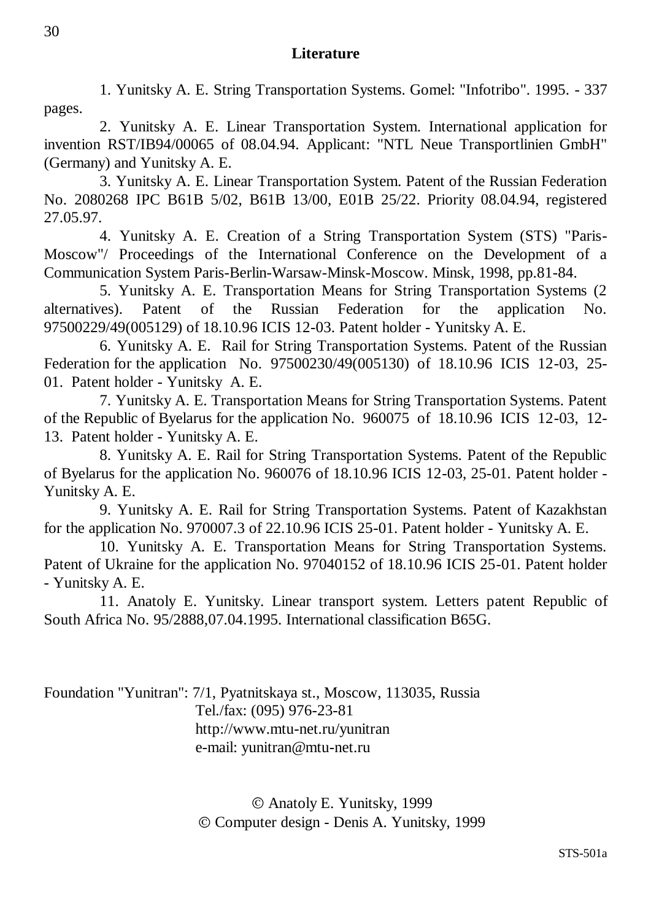## Literature

1. Yunitsky A. E. String Transportation Systems. Gomel: "Infotribo". 1995. - 337 pages.

2. Yunitsky A. E. Linear Transportation System. International application for invention RST/IB94/00065 of 08.04.94. Applicant: "NTL Neue Transportlinien GmbH" (Germany) and Yunitsky A. E.

3. Yunitsky A. E. Linear Transportation System. Patent of the Russian Federation No. 2080268 IPC B61B 5/02, B61B 13/00, E01B 25/22. Priority 08.04.94, registered 27.05.97.

4. Yunitsky A. E. Creation of a String Transportation System (STS) "Paris-Moscow"/ Proceedings of the International Conference on the Development of a Communication System Paris-Berlin-Warsaw-Minsk-Moscow. Minsk, 1998, pp.81-84.

5. Yunitsky A. E. Transportation Means for String Transportation Systems (2 alternatives). Patent of the Russian Federation for the application No. 97500229/49(005129) of 18.10.96 ICIS 12-03. Patent holder - Yunitsky A. E.

6. Yunitsky A. E. Rail for String Transportation Systems. Patent of the Russian Federation for the application No. 97500230/49(005130) of 18.10.96 ICIS 12-03, 25-01. Patent holder - Yunitsky A. E.

7. Yunitsky A. E. Transportation Means for String Transportation Systems. Patent of the Republic of Byelarus for the application No. 960075 of 18.10.96 ICIS 12-03, 12-13. Patent holder - Yunitsky A. E.

8. Yunitsky A. E. Rail for String Transportation Systems. Patent of the Republic of Byelarus for the application No. 960076 of 18.10.96 ICIS 12-03, 25-01. Patent holder - Yunitsky A. E.

9. Yunitsky A. E. Rail for String Transportation Systems. Patent of Kazakhstan for the application No. 970007.3 of 22.10.96 ICIS 25-01. Patent holder - Yunitsky A. E.

10. Yunitsky A. E. Transportation Means for String Transportation Systems. Patent of Ukraine for the application No. 97040152 of 18.10.96 ICIS 25-01. Patent holder - Yunitsky A. E.

11. Anatoly E. Yunitsky. Linear transport system. Letters patent Republic of South Africa No. 95/2888,07.04.1995. International classification B65G.

Foundation "Yunitran": 7/1, Pyatnitskaya st., Moscow, 113035, Russia
Tel./fax: (095) 976-23-81
http://www.mtu-net.ru/yunitran
e-mail: yunitran@mtu-net.ru

© Anatoly E. Yunitsky, 1999
© Computer design - Denis A. Yunitsky, 1999

STS-501a